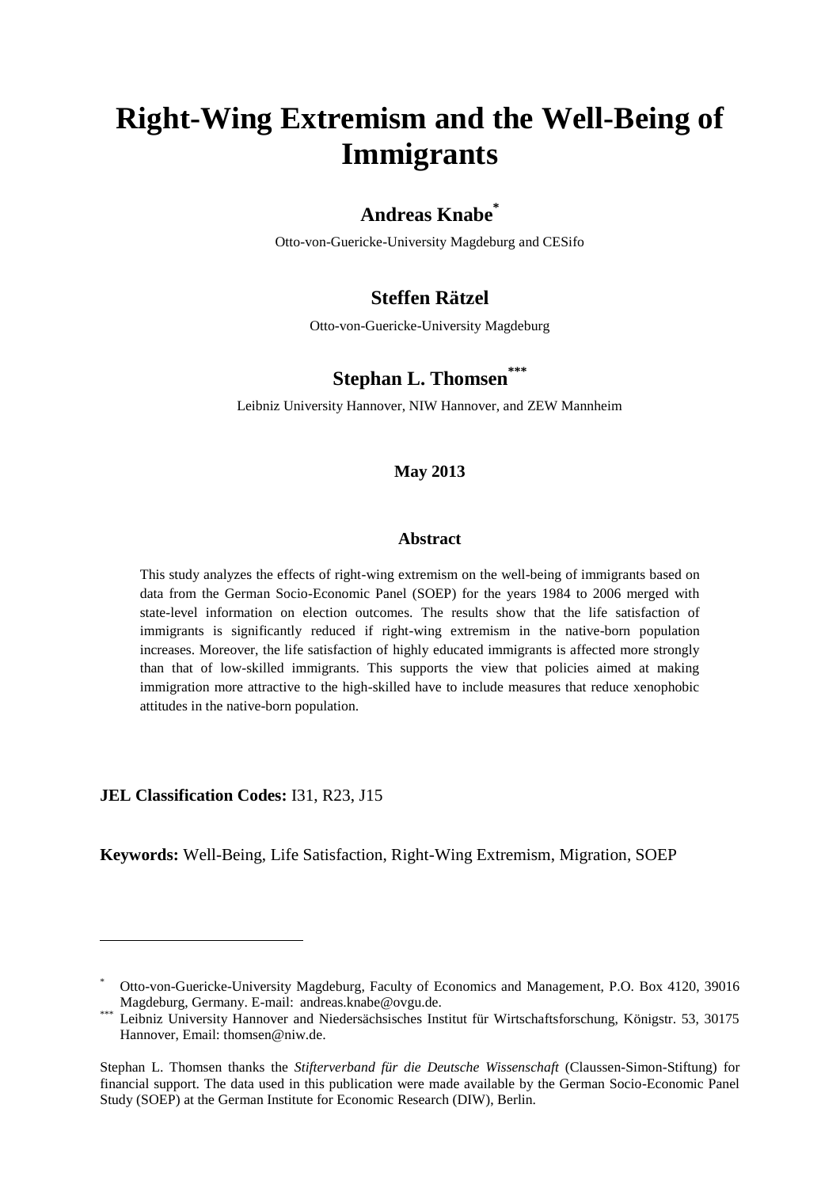# Right-Wing Extremism and the Well-Being of Immigrants

**Andreas Knabe**[*]

Otto-von-Guericke-University Magdeburg and CESifo

**Steffen Rätzel**

Otto-von-Guericke-University Magdeburg

**Stephan L. Thomsen**[***]

Leibniz University Hannover, NIW Hannover, and ZEW Mannheim

**May 2013**

**Abstract**

This study analyzes the effects of right-wing extremism on the well-being of immigrants based on data from the German Socio-Economic Panel (SOEP) for the years 1984 to 2006 merged with state-level information on election outcomes. The results show that the life satisfaction of immigrants is significantly reduced if right-wing extremism in the native-born population increases. Moreover, the life satisfaction of highly educated immigrants is affected more strongly than that of low-skilled immigrants. This supports the view that policies aimed at making immigration more attractive to the high-skilled have to include measures that reduce xenophobic attitudes in the native-born population.

**JEL Classification Codes:** I31, R23, J15

**Keywords:** Well-Being, Life Satisfaction, Right-Wing Extremism, Migration, SOEP

---

[*] Otto-von-Guericke-University Magdeburg, Faculty of Economics and Management, P.O. Box 4120, 39016 Magdeburg, Germany. E-mail: andreas.knabe@ovgu.de.

[***] Leibniz University Hannover and Niedersächsisches Institut für Wirtschaftsforschung, Königstr. 53, 30175 Hannover, Email: thomsen@niw.de.

Stephan L. Thomsen thanks the *Stifterverband für die Deutsche Wissenschaft* (Claussen-Simon-Stiftung) for financial support. The data used in this publication were made available by the German Socio-Economic Panel Study (SOEP) at the German Institute for Economic Research (DIW), Berlin.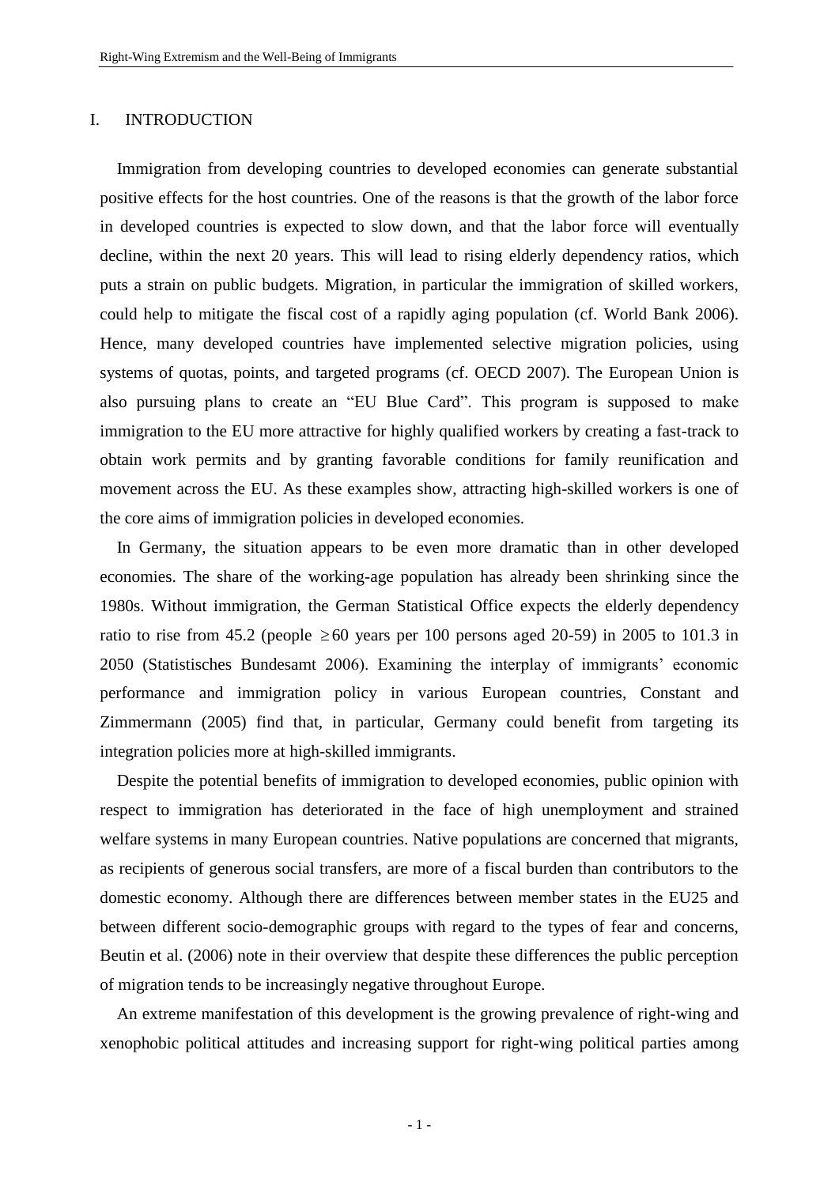## I. INTRODUCTION

Immigration from developing countries to developed economies can generate substantial positive effects for the host countries. One of the reasons is that the growth of the labor force in developed countries is expected to slow down, and that the labor force will eventually decline, within the next 20 years. This will lead to rising elderly dependency ratios, which puts a strain on public budgets. Migration, in particular the immigration of skilled workers, could help to mitigate the fiscal cost of a rapidly aging population (cf. World Bank 2006). Hence, many developed countries have implemented selective migration policies, using systems of quotas, points, and targeted programs (cf. OECD 2007). The European Union is also pursuing plans to create an "EU Blue Card". This program is supposed to make immigration to the EU more attractive for highly qualified workers by creating a fast-track to obtain work permits and by granting favorable conditions for family reunification and movement across the EU. As these examples show, attracting high-skilled workers is one of the core aims of immigration policies in developed economies.

In Germany, the situation appears to be even more dramatic than in other developed economies. The share of the working-age population has already been shrinking since the 1980s. Without immigration, the German Statistical Office expects the elderly dependency ratio to rise from 45.2 (people $\geq 60$ years per 100 persons aged 20-59) in 2005 to 101.3 in 2050 (Statistisches Bundesamt 2006). Examining the interplay of immigrants' economic performance and immigration policy in various European countries, Constant and Zimmermann (2005) find that, in particular, Germany could benefit from targeting its integration policies more at high-skilled immigrants.

Despite the potential benefits of immigration to developed economies, public opinion with respect to immigration has deteriorated in the face of high unemployment and strained welfare systems in many European countries. Native populations are concerned that migrants, as recipients of generous social transfers, are more of a fiscal burden than contributors to the domestic economy. Although there are differences between member states in the EU25 and between different socio-demographic groups with regard to the types of fear and concerns, Beutin et al. (2006) note in their overview that despite these differences the public perception of migration tends to be increasingly negative throughout Europe.

An extreme manifestation of this development is the growing prevalence of right-wing and xenophobic political attitudes and increasing support for right-wing political parties among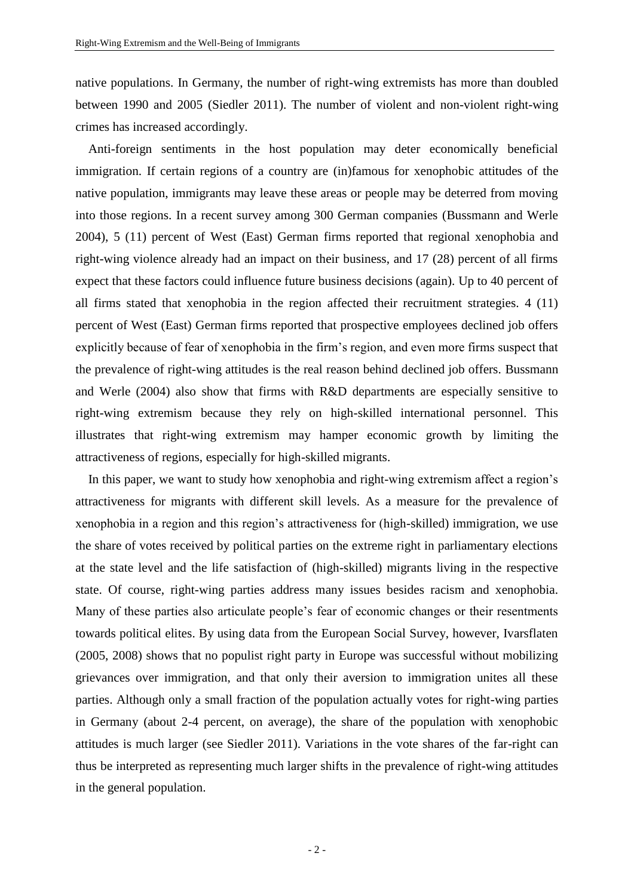native populations. In Germany, the number of right-wing extremists has more than doubled between 1990 and 2005 (Siedler 2011). The number of violent and non-violent right-wing crimes has increased accordingly.

Anti-foreign sentiments in the host population may deter economically beneficial immigration. If certain regions of a country are (in)famous for xenophobic attitudes of the native population, immigrants may leave these areas or people may be deterred from moving into those regions. In a recent survey among 300 German companies (Bussmann and Werle 2004), 5 (11) percent of West (East) German firms reported that regional xenophobia and right-wing violence already had an impact on their business, and 17 (28) percent of all firms expect that these factors could influence future business decisions (again). Up to 40 percent of all firms stated that xenophobia in the region affected their recruitment strategies. 4 (11) percent of West (East) German firms reported that prospective employees declined job offers explicitly because of fear of xenophobia in the firm's region, and even more firms suspect that the prevalence of right-wing attitudes is the real reason behind declined job offers. Bussmann and Werle (2004) also show that firms with R&D departments are especially sensitive to right-wing extremism because they rely on high-skilled international personnel. This illustrates that right-wing extremism may hamper economic growth by limiting the attractiveness of regions, especially for high-skilled migrants.

In this paper, we want to study how xenophobia and right-wing extremism affect a region's attractiveness for migrants with different skill levels. As a measure for the prevalence of xenophobia in a region and this region's attractiveness for (high-skilled) immigration, we use the share of votes received by political parties on the extreme right in parliamentary elections at the state level and the life satisfaction of (high-skilled) migrants living in the respective state. Of course, right-wing parties address many issues besides racism and xenophobia. Many of these parties also articulate people's fear of economic changes or their resentments towards political elites. By using data from the European Social Survey, however, Ivarsflaten (2005, 2008) shows that no populist right party in Europe was successful without mobilizing grievances over immigration, and that only their aversion to immigration unites all these parties. Although only a small fraction of the population actually votes for right-wing parties in Germany (about 2-4 percent, on average), the share of the population with xenophobic attitudes is much larger (see Siedler 2011). Variations in the vote shares of the far-right can thus be interpreted as representing much larger shifts in the prevalence of right-wing attitudes in the general population.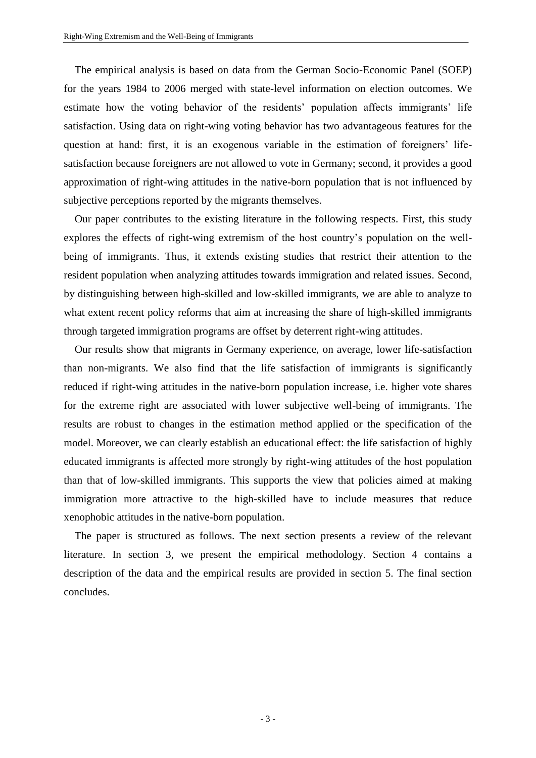The empirical analysis is based on data from the German Socio-Economic Panel (SOEP) for the years 1984 to 2006 merged with state-level information on election outcomes. We estimate how the voting behavior of the residents' population affects immigrants' life satisfaction. Using data on right-wing voting behavior has two advantageous features for the question at hand: first, it is an exogenous variable in the estimation of foreigners' life-satisfaction because foreigners are not allowed to vote in Germany; second, it provides a good approximation of right-wing attitudes in the native-born population that is not influenced by subjective perceptions reported by the migrants themselves.

Our paper contributes to the existing literature in the following respects. First, this study explores the effects of right-wing extremism of the host country's population on the well-being of immigrants. Thus, it extends existing studies that restrict their attention to the resident population when analyzing attitudes towards immigration and related issues. Second, by distinguishing between high-skilled and low-skilled immigrants, we are able to analyze to what extent recent policy reforms that aim at increasing the share of high-skilled immigrants through targeted immigration programs are offset by deterrent right-wing attitudes.

Our results show that migrants in Germany experience, on average, lower life-satisfaction than non-migrants. We also find that the life satisfaction of immigrants is significantly reduced if right-wing attitudes in the native-born population increase, i.e. higher vote shares for the extreme right are associated with lower subjective well-being of immigrants. The results are robust to changes in the estimation method applied or the specification of the model. Moreover, we can clearly establish an educational effect: the life satisfaction of highly educated immigrants is affected more strongly by right-wing attitudes of the host population than that of low-skilled immigrants. This supports the view that policies aimed at making immigration more attractive to the high-skilled have to include measures that reduce xenophobic attitudes in the native-born population.

The paper is structured as follows. The next section presents a review of the relevant literature. In section 3, we present the empirical methodology. Section 4 contains a description of the data and the empirical results are provided in section 5. The final section concludes.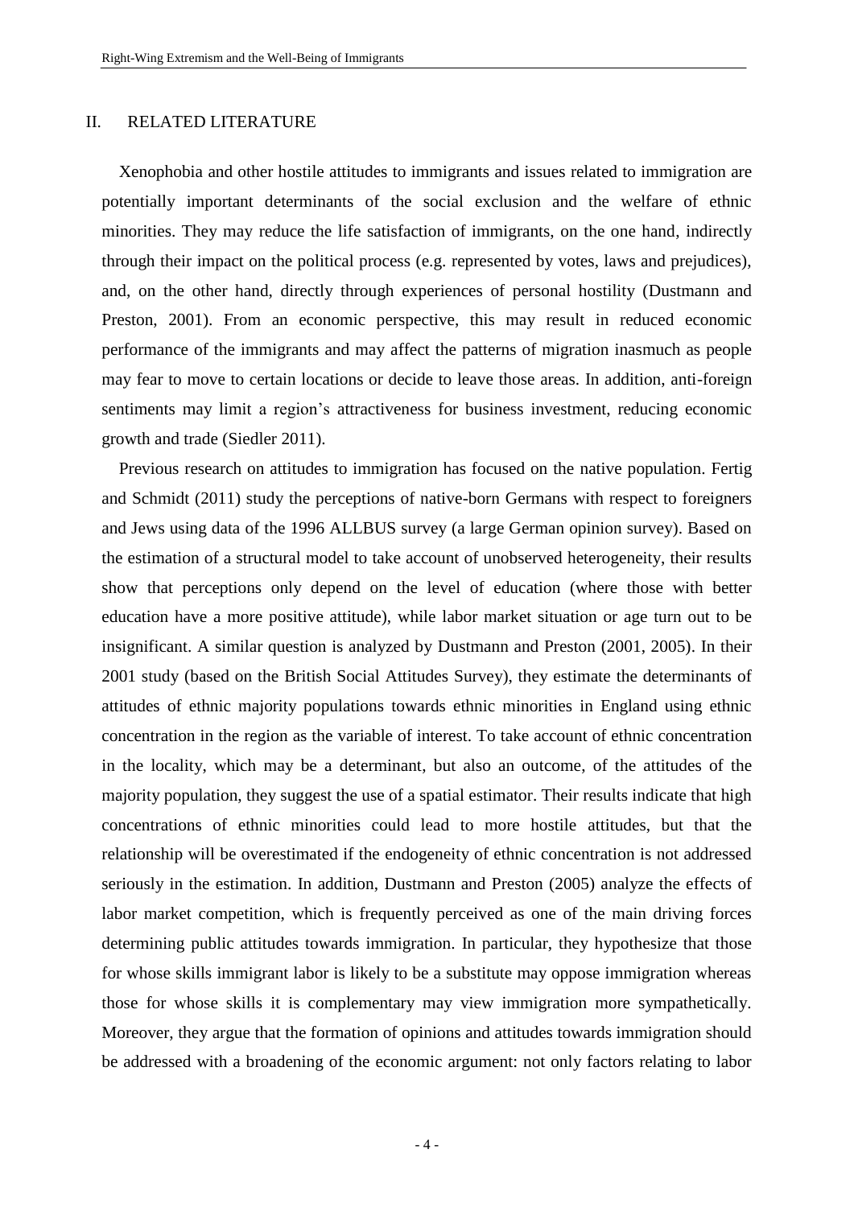## II. RELATED LITERATURE

Xenophobia and other hostile attitudes to immigrants and issues related to immigration are potentially important determinants of the social exclusion and the welfare of ethnic minorities. They may reduce the life satisfaction of immigrants, on the one hand, indirectly through their impact on the political process (e.g. represented by votes, laws and prejudices), and, on the other hand, directly through experiences of personal hostility (Dustmann and Preston, 2001). From an economic perspective, this may result in reduced economic performance of the immigrants and may affect the patterns of migration inasmuch as people may fear to move to certain locations or decide to leave those areas. In addition, anti-foreign sentiments may limit a region's attractiveness for business investment, reducing economic growth and trade (Siedler 2011).

Previous research on attitudes to immigration has focused on the native population. Fertig and Schmidt (2011) study the perceptions of native-born Germans with respect to foreigners and Jews using data of the 1996 ALLBUS survey (a large German opinion survey). Based on the estimation of a structural model to take account of unobserved heterogeneity, their results show that perceptions only depend on the level of education (where those with better education have a more positive attitude), while labor market situation or age turn out to be insignificant. A similar question is analyzed by Dustmann and Preston (2001, 2005). In their 2001 study (based on the British Social Attitudes Survey), they estimate the determinants of attitudes of ethnic majority populations towards ethnic minorities in England using ethnic concentration in the region as the variable of interest. To take account of ethnic concentration in the locality, which may be a determinant, but also an outcome, of the attitudes of the majority population, they suggest the use of a spatial estimator. Their results indicate that high concentrations of ethnic minorities could lead to more hostile attitudes, but that the relationship will be overestimated if the endogeneity of ethnic concentration is not addressed seriously in the estimation. In addition, Dustmann and Preston (2005) analyze the effects of labor market competition, which is frequently perceived as one of the main driving forces determining public attitudes towards immigration. In particular, they hypothesize that those for whose skills immigrant labor is likely to be a substitute may oppose immigration whereas those for whose skills it is complementary may view immigration more sympathetically. Moreover, they argue that the formation of opinions and attitudes towards immigration should be addressed with a broadening of the economic argument: not only factors relating to labor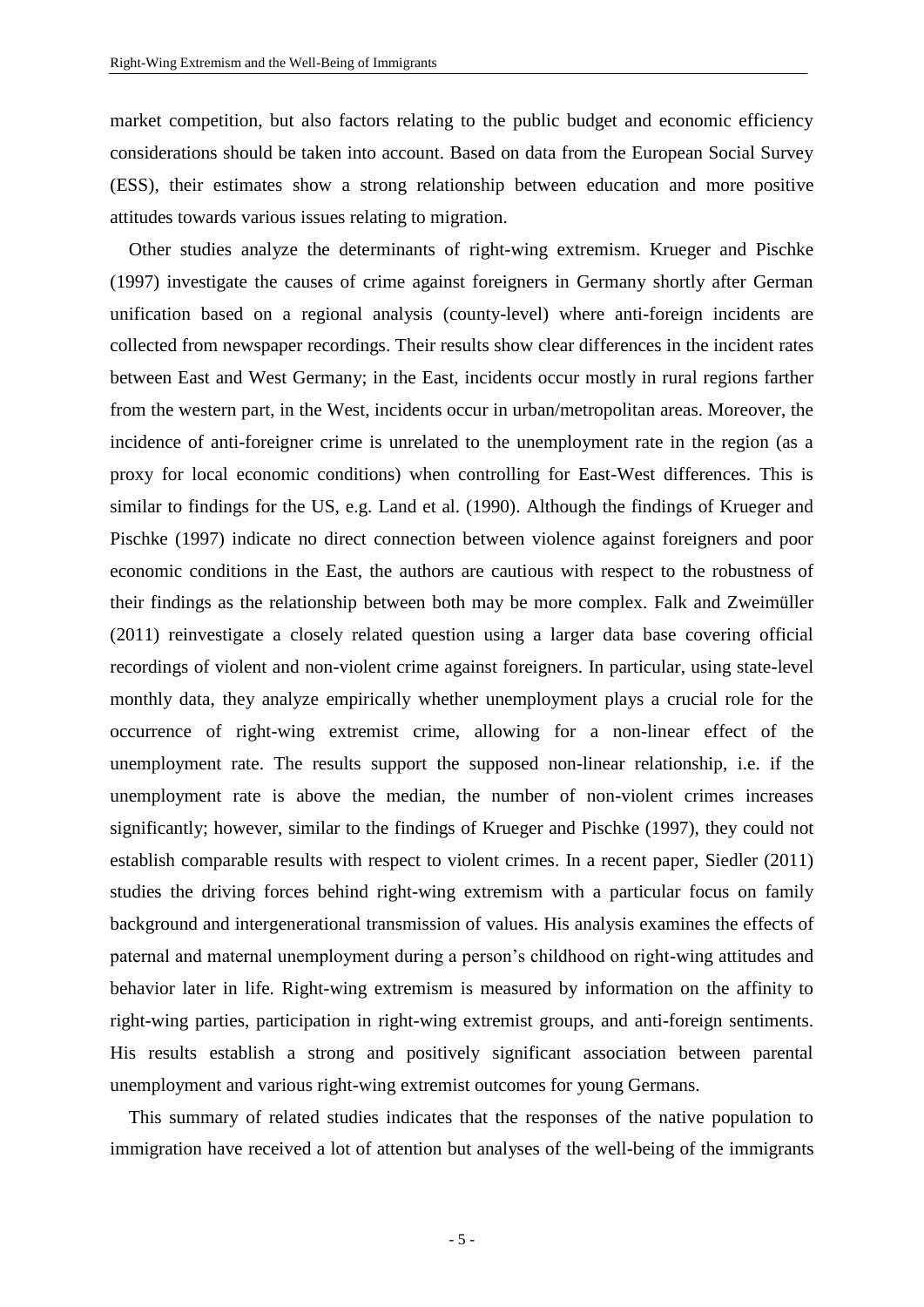market competition, but also factors relating to the public budget and economic efficiency considerations should be taken into account. Based on data from the European Social Survey (ESS), their estimates show a strong relationship between education and more positive attitudes towards various issues relating to migration.

Other studies analyze the determinants of right-wing extremism. Krueger and Pischke (1997) investigate the causes of crime against foreigners in Germany shortly after German unification based on a regional analysis (county-level) where anti-foreign incidents are collected from newspaper recordings. Their results show clear differences in the incident rates between East and West Germany; in the East, incidents occur mostly in rural regions farther from the western part, in the West, incidents occur in urban/metropolitan areas. Moreover, the incidence of anti-foreigner crime is unrelated to the unemployment rate in the region (as a proxy for local economic conditions) when controlling for East-West differences. This is similar to findings for the US, e.g. Land et al. (1990). Although the findings of Krueger and Pischke (1997) indicate no direct connection between violence against foreigners and poor economic conditions in the East, the authors are cautious with respect to the robustness of their findings as the relationship between both may be more complex. Falk and Zweimüller (2011) reinvestigate a closely related question using a larger data base covering official recordings of violent and non-violent crime against foreigners. In particular, using state-level monthly data, they analyze empirically whether unemployment plays a crucial role for the occurrence of right-wing extremist crime, allowing for a non-linear effect of the unemployment rate. The results support the supposed non-linear relationship, i.e. if the unemployment rate is above the median, the number of non-violent crimes increases significantly; however, similar to the findings of Krueger and Pischke (1997), they could not establish comparable results with respect to violent crimes. In a recent paper, Siedler (2011) studies the driving forces behind right-wing extremism with a particular focus on family background and intergenerational transmission of values. His analysis examines the effects of paternal and maternal unemployment during a person's childhood on right-wing attitudes and behavior later in life. Right-wing extremism is measured by information on the affinity to right-wing parties, participation in right-wing extremist groups, and anti-foreign sentiments. His results establish a strong and positively significant association between parental unemployment and various right-wing extremist outcomes for young Germans.

This summary of related studies indicates that the responses of the native population to immigration have received a lot of attention but analyses of the well-being of the immigrants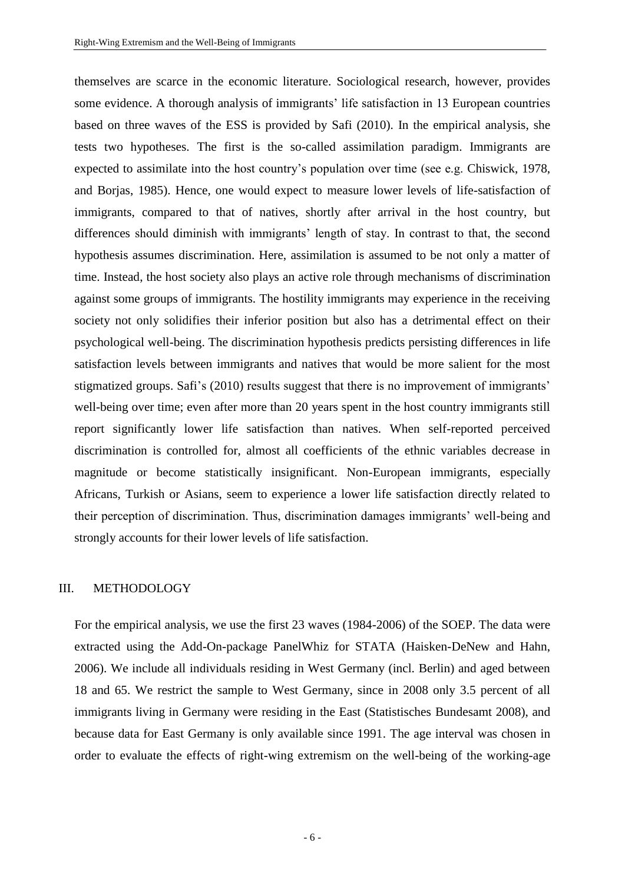themselves are scarce in the economic literature. Sociological research, however, provides some evidence. A thorough analysis of immigrants' life satisfaction in 13 European countries based on three waves of the ESS is provided by Safi (2010). In the empirical analysis, she tests two hypotheses. The first is the so-called assimilation paradigm. Immigrants are expected to assimilate into the host country's population over time (see e.g. Chiswick, 1978, and Borjas, 1985). Hence, one would expect to measure lower levels of life-satisfaction of immigrants, compared to that of natives, shortly after arrival in the host country, but differences should diminish with immigrants' length of stay. In contrast to that, the second hypothesis assumes discrimination. Here, assimilation is assumed to be not only a matter of time. Instead, the host society also plays an active role through mechanisms of discrimination against some groups of immigrants. The hostility immigrants may experience in the receiving society not only solidifies their inferior position but also has a detrimental effect on their psychological well-being. The discrimination hypothesis predicts persisting differences in life satisfaction levels between immigrants and natives that would be more salient for the most stigmatized groups. Safi's (2010) results suggest that there is no improvement of immigrants' well-being over time; even after more than 20 years spent in the host country immigrants still report significantly lower life satisfaction than natives. When self-reported perceived discrimination is controlled for, almost all coefficients of the ethnic variables decrease in magnitude or become statistically insignificant. Non-European immigrants, especially Africans, Turkish or Asians, seem to experience a lower life satisfaction directly related to their perception of discrimination. Thus, discrimination damages immigrants' well-being and strongly accounts for their lower levels of life satisfaction.

## III. METHODOLOGY

For the empirical analysis, we use the first 23 waves (1984-2006) of the SOEP. The data were extracted using the Add-On-package PanelWhiz for STATA (Haisken-DeNew and Hahn, 2006). We include all individuals residing in West Germany (incl. Berlin) and aged between 18 and 65. We restrict the sample to West Germany, since in 2008 only 3.5 percent of all immigrants living in Germany were residing in the East (Statistisches Bundesamt 2008), and because data for East Germany is only available since 1991. The age interval was chosen in order to evaluate the effects of right-wing extremism on the well-being of the working-age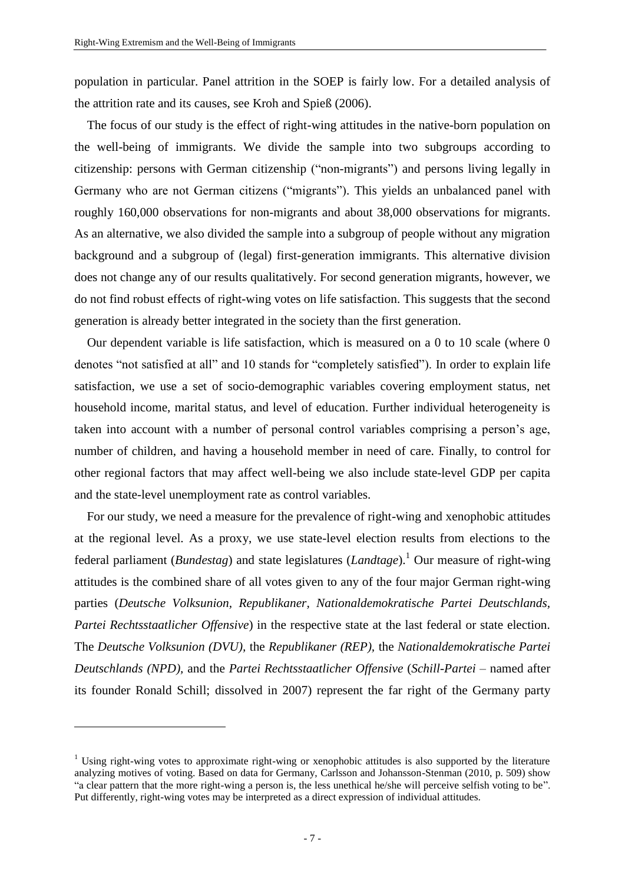population in particular. Panel attrition in the SOEP is fairly low. For a detailed analysis of the attrition rate and its causes, see Kroh and Spieß (2006).

The focus of our study is the effect of right-wing attitudes in the native-born population on the well-being of immigrants. We divide the sample into two subgroups according to citizenship: persons with German citizenship ("non-migrants") and persons living legally in Germany who are not German citizens ("migrants"). This yields an unbalanced panel with roughly 160,000 observations for non-migrants and about 38,000 observations for migrants. As an alternative, we also divided the sample into a subgroup of people without any migration background and a subgroup of (legal) first-generation immigrants. This alternative division does not change any of our results qualitatively. For second generation migrants, however, we do not find robust effects of right-wing votes on life satisfaction. This suggests that the second generation is already better integrated in the society than the first generation.

Our dependent variable is life satisfaction, which is measured on a 0 to 10 scale (where 0 denotes "not satisfied at all" and 10 stands for "completely satisfied"). In order to explain life satisfaction, we use a set of socio-demographic variables covering employment status, net household income, marital status, and level of education. Further individual heterogeneity is taken into account with a number of personal control variables comprising a person's age, number of children, and having a household member in need of care. Finally, to control for other regional factors that may affect well-being we also include state-level GDP per capita and the state-level unemployment rate as control variables.

For our study, we need a measure for the prevalence of right-wing and xenophobic attitudes at the regional level. As a proxy, we use state-level election results from elections to the federal parliament (*Bundestag*) and state legislatures (*Landtage*).[1] Our measure of right-wing attitudes is the combined share of all votes given to any of the four major German right-wing parties (*Deutsche Volksunion, Republikaner, Nationaldemokratische Partei Deutschlands, Partei Rechtsstaatlicher Offensive*) in the respective state at the last federal or state election. The *Deutsche Volksunion (DVU),* the *Republikaner (REP),* the *Nationaldemokratische Partei Deutschlands (NPD),* and the *Partei Rechtsstaatlicher Offensive* (*Schill-Partei* – named after its founder Ronald Schill; dissolved in 2007) represent the far right of the Germany party

[1] Using right-wing votes to approximate right-wing or xenophobic attitudes is also supported by the literature analyzing motives of voting. Based on data for Germany, Carlsson and Johansson-Stenman (2010, p. 509) show "a clear pattern that the more right-wing a person is, the less unethical he/she will perceive selfish voting to be". Put differently, right-wing votes may be interpreted as a direct expression of individual attitudes.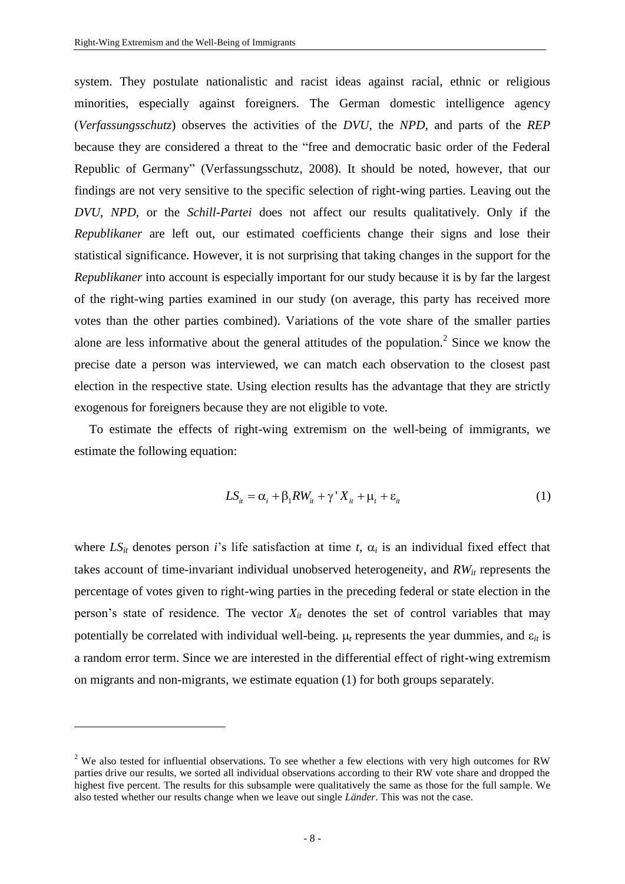system. They postulate nationalistic and racist ideas against racial, ethnic or religious minorities, especially against foreigners. The German domestic intelligence agency (*Verfassungsschutz*) observes the activities of the *DVU*, the *NPD*, and parts of the *REP* because they are considered a threat to the "free and democratic basic order of the Federal Republic of Germany" (Verfassungsschutz, 2008). It should be noted, however, that our findings are not very sensitive to the specific selection of right-wing parties. Leaving out the *DVU*, *NPD*, or the *Schill-Partei* does not affect our results qualitatively. Only if the *Republikaner* are left out, our estimated coefficients change their signs and lose their statistical significance. However, it is not surprising that taking changes in the support for the *Republikaner* into account is especially important for our study because it is by far the largest of the right-wing parties examined in our study (on average, this party has received more votes than the other parties combined). Variations of the vote share of the smaller parties alone are less informative about the general attitudes of the population.[2] Since we know the precise date a person was interviewed, we can match each observation to the closest past election in the respective state. Using election results has the advantage that they are strictly exogenous for foreigners because they are not eligible to vote.

To estimate the effects of right-wing extremism on the well-being of immigrants, we estimate the following equation:

$$LS_{it} = \alpha_i + \beta_1 RW_{it} + \gamma' X_{it} + \mu_t + \varepsilon_{it} \tag{1}$$

where $LS_{it}$ denotes person $i$'s life satisfaction at time $t$, $\alpha_i$ is an individual fixed effect that takes account of time-invariant individual unobserved heterogeneity, and $RW_{it}$ represents the percentage of votes given to right-wing parties in the preceding federal or state election in the person's state of residence. The vector $X_{it}$ denotes the set of control variables that may potentially be correlated with individual well-being. $\mu_t$ represents the year dummies, and $\varepsilon_{it}$ is a random error term. Since we are interested in the differential effect of right-wing extremism on migrants and non-migrants, we estimate equation (1) for both groups separately.

[2] We also tested for influential observations. To see whether a few elections with very high outcomes for RW parties drive our results, we sorted all individual observations according to their RW vote share and dropped the highest five percent. The results for this subsample were qualitatively the same as those for the full sample. We also tested whether our results change when we leave out single *Länder*. This was not the case.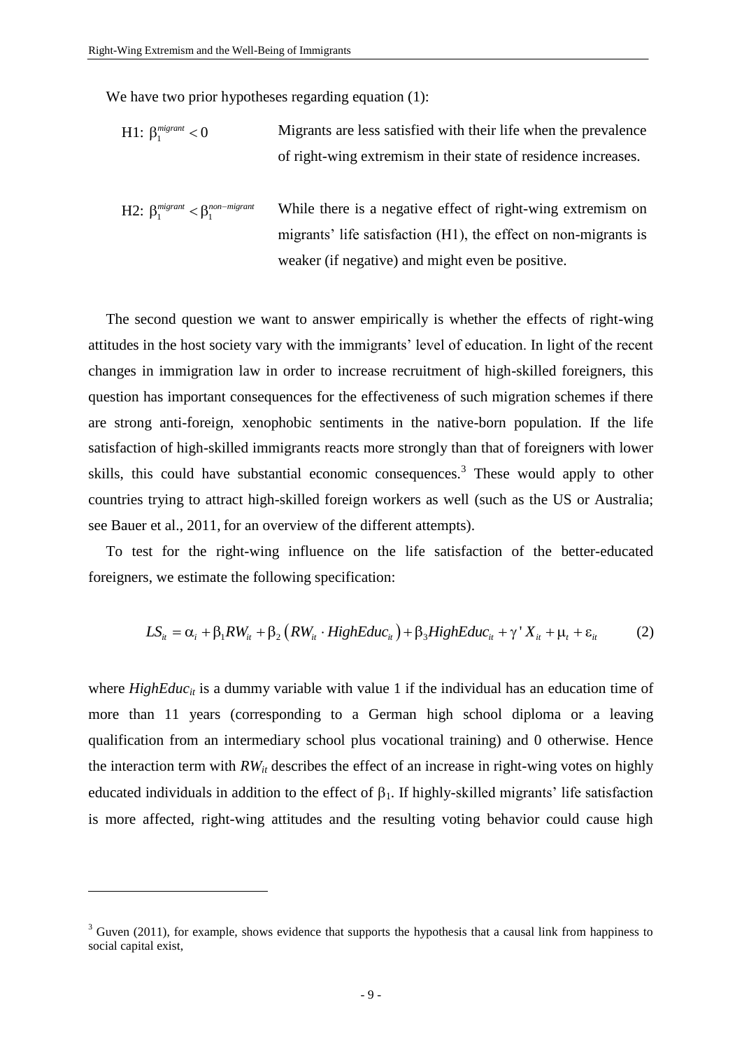We have two prior hypotheses regarding equation (1):

H1: $\beta_1^{migrant} < 0$ — Migrants are less satisfied with their life when the prevalence of right-wing extremism in their state of residence increases.

H2: $\beta_1^{migrant} < \beta_1^{non-migrant}$ — While there is a negative effect of right-wing extremism on migrants' life satisfaction (H1), the effect on non-migrants is weaker (if negative) and might even be positive.

The second question we want to answer empirically is whether the effects of right-wing attitudes in the host society vary with the immigrants' level of education. In light of the recent changes in immigration law in order to increase recruitment of high-skilled foreigners, this question has important consequences for the effectiveness of such migration schemes if there are strong anti-foreign, xenophobic sentiments in the native-born population. If the life satisfaction of high-skilled immigrants reacts more strongly than that of foreigners with lower skills, this could have substantial economic consequences.[3] These would apply to other countries trying to attract high-skilled foreign workers as well (such as the US or Australia; see Bauer et al., 2011, for an overview of the different attempts).

To test for the right-wing influence on the life satisfaction of the better-educated foreigners, we estimate the following specification:

$$LS_{it} = \alpha_i + \beta_1 RW_{it} + \beta_2 \left( RW_{it} \cdot HighEduc_{it} \right) + \beta_3 HighEduc_{it} + \gamma' X_{it} + \mu_t + \varepsilon_{it} \qquad (2)$$

where $HighEduc_{it}$ is a dummy variable with value 1 if the individual has an education time of more than 11 years (corresponding to a German high school diploma or a leaving qualification from an intermediary school plus vocational training) and 0 otherwise. Hence the interaction term with $RW_{it}$ describes the effect of an increase in right-wing votes on highly educated individuals in addition to the effect of $\beta_1$. If highly-skilled migrants' life satisfaction is more affected, right-wing attitudes and the resulting voting behavior could cause high

[3] Guven (2011), for example, shows evidence that supports the hypothesis that a causal link from happiness to social capital exist,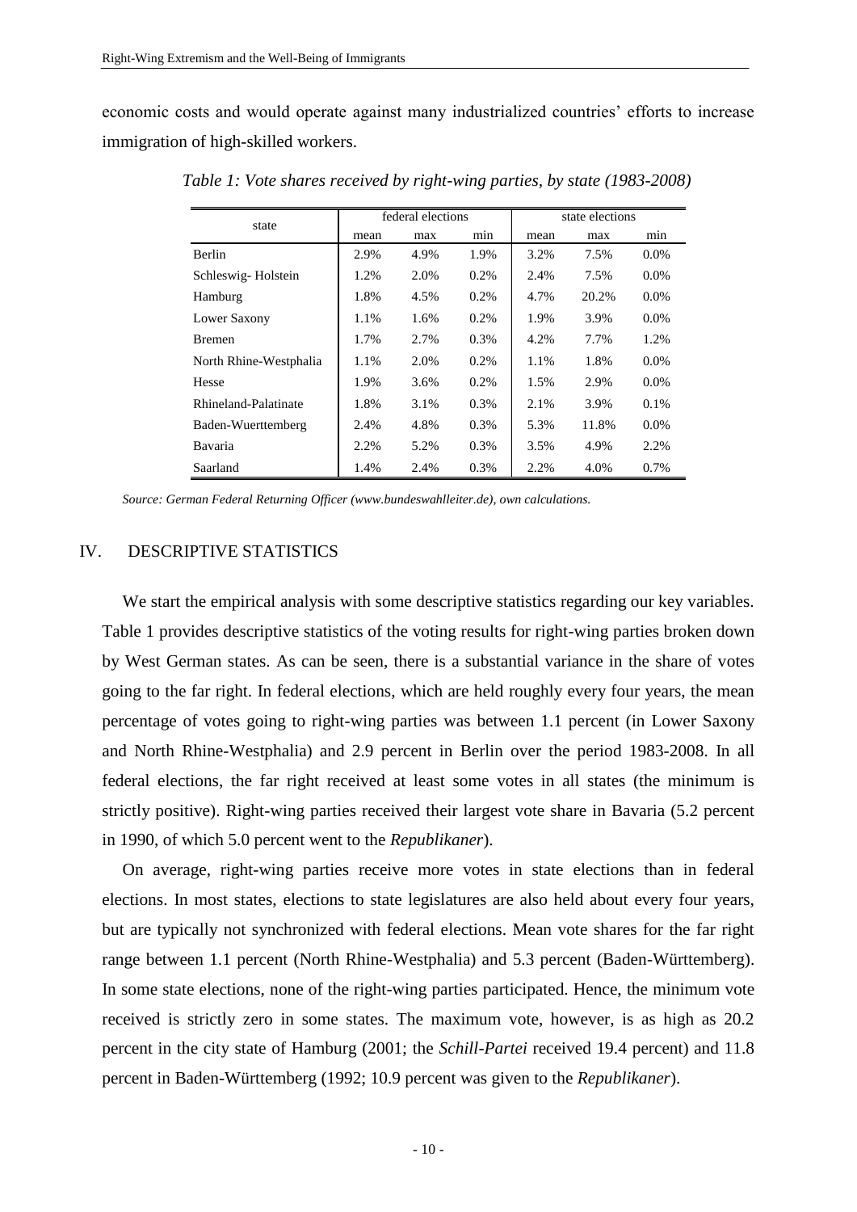economic costs and would operate against many industrialized countries' efforts to increase immigration of high-skilled workers.

*Table 1: Vote shares received by right-wing parties, by state (1983-2008)*

| state | federal elections | | | state elections | | |
|---|---|---|---|---|---|---|
| | mean | max | min | mean | max | min |
| Berlin | 2.9% | 4.9% | 1.9% | 3.2% | 7.5% | 0.0% |
| Schleswig- Holstein | 1.2% | 2.0% | 0.2% | 2.4% | 7.5% | 0.0% |
| Hamburg | 1.8% | 4.5% | 0.2% | 4.7% | 20.2% | 0.0% |
| Lower Saxony | 1.1% | 1.6% | 0.2% | 1.9% | 3.9% | 0.0% |
| Bremen | 1.7% | 2.7% | 0.3% | 4.2% | 7.7% | 1.2% |
| North Rhine-Westphalia | 1.1% | 2.0% | 0.2% | 1.1% | 1.8% | 0.0% |
| Hesse | 1.9% | 3.6% | 0.2% | 1.5% | 2.9% | 0.0% |
| Rhineland-Palatinate | 1.8% | 3.1% | 0.3% | 2.1% | 3.9% | 0.1% |
| Baden-Wuerttemberg | 2.4% | 4.8% | 0.3% | 5.3% | 11.8% | 0.0% |
| Bavaria | 2.2% | 5.2% | 0.3% | 3.5% | 4.9% | 2.2% |
| Saarland | 1.4% | 2.4% | 0.3% | 2.2% | 4.0% | 0.7% |

*Source: German Federal Returning Officer (www.bundeswahlleiter.de), own calculations.*

## IV. DESCRIPTIVE STATISTICS

We start the empirical analysis with some descriptive statistics regarding our key variables. Table 1 provides descriptive statistics of the voting results for right-wing parties broken down by West German states. As can be seen, there is a substantial variance in the share of votes going to the far right. In federal elections, which are held roughly every four years, the mean percentage of votes going to right-wing parties was between 1.1 percent (in Lower Saxony and North Rhine-Westphalia) and 2.9 percent in Berlin over the period 1983-2008. In all federal elections, the far right received at least some votes in all states (the minimum is strictly positive). Right-wing parties received their largest vote share in Bavaria (5.2 percent in 1990, of which 5.0 percent went to the *Republikaner*).

On average, right-wing parties receive more votes in state elections than in federal elections. In most states, elections to state legislatures are also held about every four years, but are typically not synchronized with federal elections. Mean vote shares for the far right range between 1.1 percent (North Rhine-Westphalia) and 5.3 percent (Baden-Württemberg). In some state elections, none of the right-wing parties participated. Hence, the minimum vote received is strictly zero in some states. The maximum vote, however, is as high as 20.2 percent in the city state of Hamburg (2001; the *Schill-Partei* received 19.4 percent) and 11.8 percent in Baden-Württemberg (1992; 10.9 percent was given to the *Republikaner*).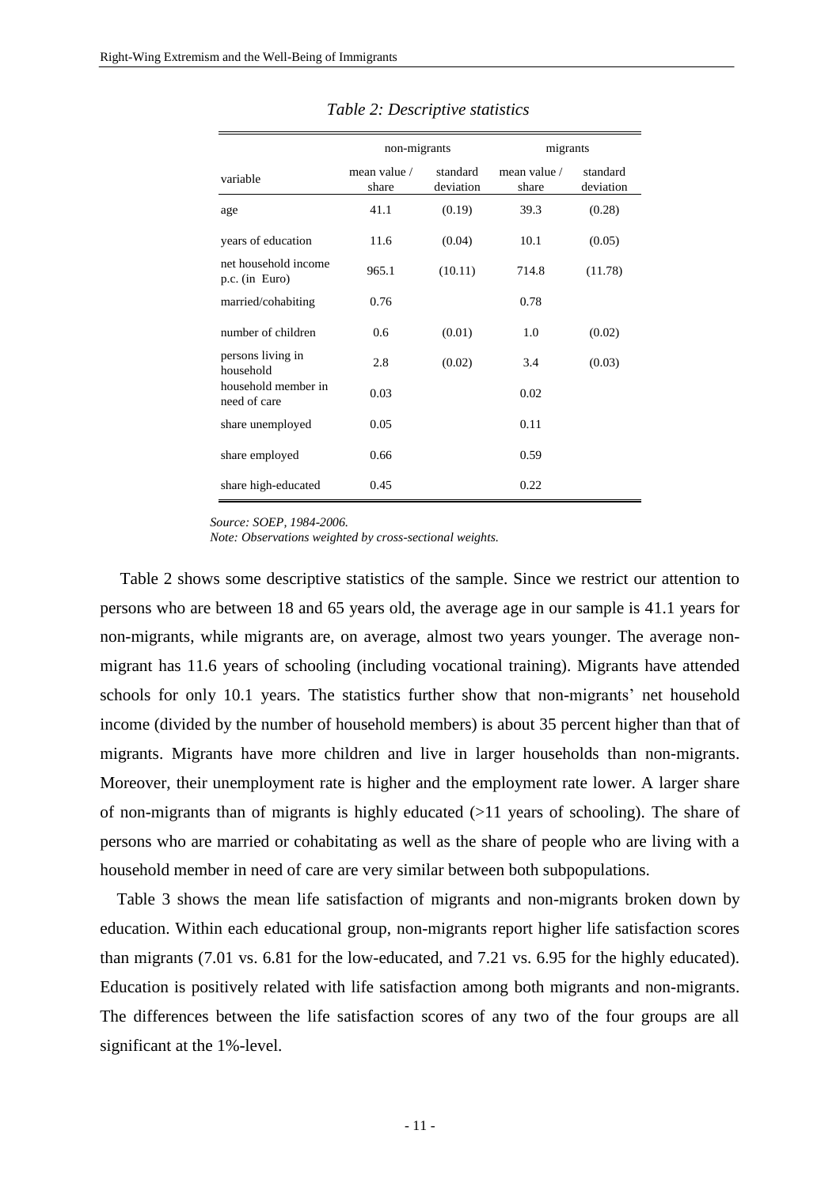*Table 2: Descriptive statistics*

| | non-migrants | | migrants | |
|---|---|---|---|---|
| variable | mean value / share | standard deviation | mean value / share | standard deviation |
| age | 41.1 | (0.19) | 39.3 | (0.28) |
| years of education | 11.6 | (0.04) | 10.1 | (0.05) |
| net household income p.c. (in Euro) | 965.1 | (10.11) | 714.8 | (11.78) |
| married/cohabiting | 0.76 | | 0.78 | |
| number of children | 0.6 | (0.01) | 1.0 | (0.02) |
| persons living in household | 2.8 | (0.02) | 3.4 | (0.03) |
| household member in need of care | 0.03 | | 0.02 | |
| share unemployed | 0.05 | | 0.11 | |
| share employed | 0.66 | | 0.59 | |
| share high-educated | 0.45 | | 0.22 | |

*Source: SOEP, 1984-2006.*
*Note: Observations weighted by cross-sectional weights.*

Table 2 shows some descriptive statistics of the sample. Since we restrict our attention to persons who are between 18 and 65 years old, the average age in our sample is 41.1 years for non-migrants, while migrants are, on average, almost two years younger. The average non-migrant has 11.6 years of schooling (including vocational training). Migrants have attended schools for only 10.1 years. The statistics further show that non-migrants' net household income (divided by the number of household members) is about 35 percent higher than that of migrants. Migrants have more children and live in larger households than non-migrants. Moreover, their unemployment rate is higher and the employment rate lower. A larger share of non-migrants than of migrants is highly educated (>11 years of schooling). The share of persons who are married or cohabitating as well as the share of people who are living with a household member in need of care are very similar between both subpopulations.

Table 3 shows the mean life satisfaction of migrants and non-migrants broken down by education. Within each educational group, non-migrants report higher life satisfaction scores than migrants (7.01 vs. 6.81 for the low-educated, and 7.21 vs. 6.95 for the highly educated). Education is positively related with life satisfaction among both migrants and non-migrants. The differences between the life satisfaction scores of any two of the four groups are all significant at the 1%-level.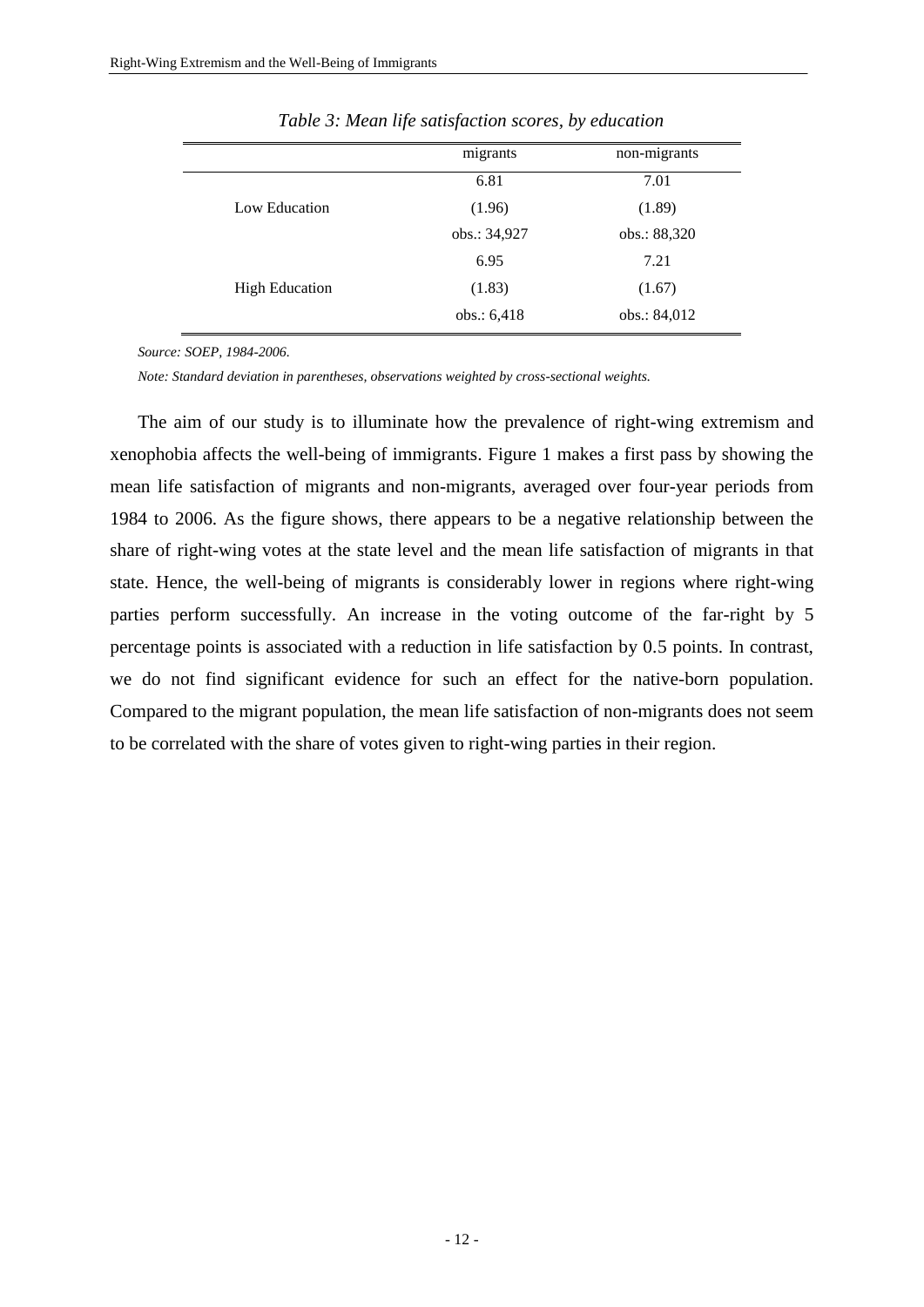*Table 3: Mean life satisfaction scores, by education*

| | migrants | non-migrants |
|---|---|---|
| Low Education | 6.81 | 7.01 |
| | (1.96) | (1.89) |
| | obs.: 34,927 | obs.: 88,320 |
| High Education | 6.95 | 7.21 |
| | (1.83) | (1.67) |
| | obs.: 6,418 | obs.: 84,012 |

*Source: SOEP, 1984-2006.*

*Note: Standard deviation in parentheses, observations weighted by cross-sectional weights.*

The aim of our study is to illuminate how the prevalence of right-wing extremism and xenophobia affects the well-being of immigrants. Figure 1 makes a first pass by showing the mean life satisfaction of migrants and non-migrants, averaged over four-year periods from 1984 to 2006. As the figure shows, there appears to be a negative relationship between the share of right-wing votes at the state level and the mean life satisfaction of migrants in that state. Hence, the well-being of migrants is considerably lower in regions where right-wing parties perform successfully. An increase in the voting outcome of the far-right by 5 percentage points is associated with a reduction in life satisfaction by 0.5 points. In contrast, we do not find significant evidence for such an effect for the native-born population. Compared to the migrant population, the mean life satisfaction of non-migrants does not seem to be correlated with the share of votes given to right-wing parties in their region.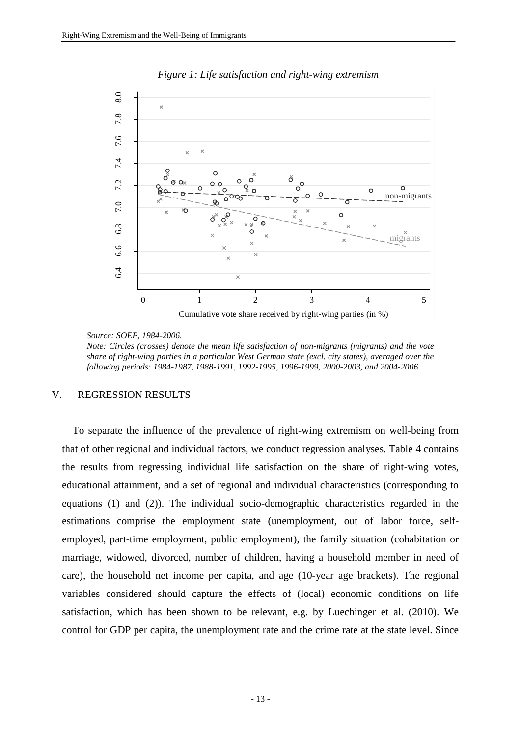*Figure 1: Life satisfaction and right-wing extremism*

*Source: SOEP, 1984-2006.*

*Note: Circles (crosses) denote the mean life satisfaction of non-migrants (migrants) and the vote share of right-wing parties in a particular West German state (excl. city states), averaged over the following periods: 1984-1987, 1988-1991, 1992-1995, 1996-1999, 2000-2003, and 2004-2006.*

## V. REGRESSION RESULTS

To separate the influence of the prevalence of right-wing extremism on well-being from that of other regional and individual factors, we conduct regression analyses. Table 4 contains the results from regressing individual life satisfaction on the share of right-wing votes, educational attainment, and a set of regional and individual characteristics (corresponding to equations (1) and (2)). The individual socio-demographic characteristics regarded in the estimations comprise the employment state (unemployment, out of labor force, self-employed, part-time employment, public employment), the family situation (cohabitation or marriage, widowed, divorced, number of children, having a household member in need of care), the household net income per capita, and age (10-year age brackets). The regional variables considered should capture the effects of (local) economic conditions on life satisfaction, which has been shown to be relevant, e.g. by Luechinger et al. (2010). We control for GDP per capita, the unemployment rate and the crime rate at the state level. Since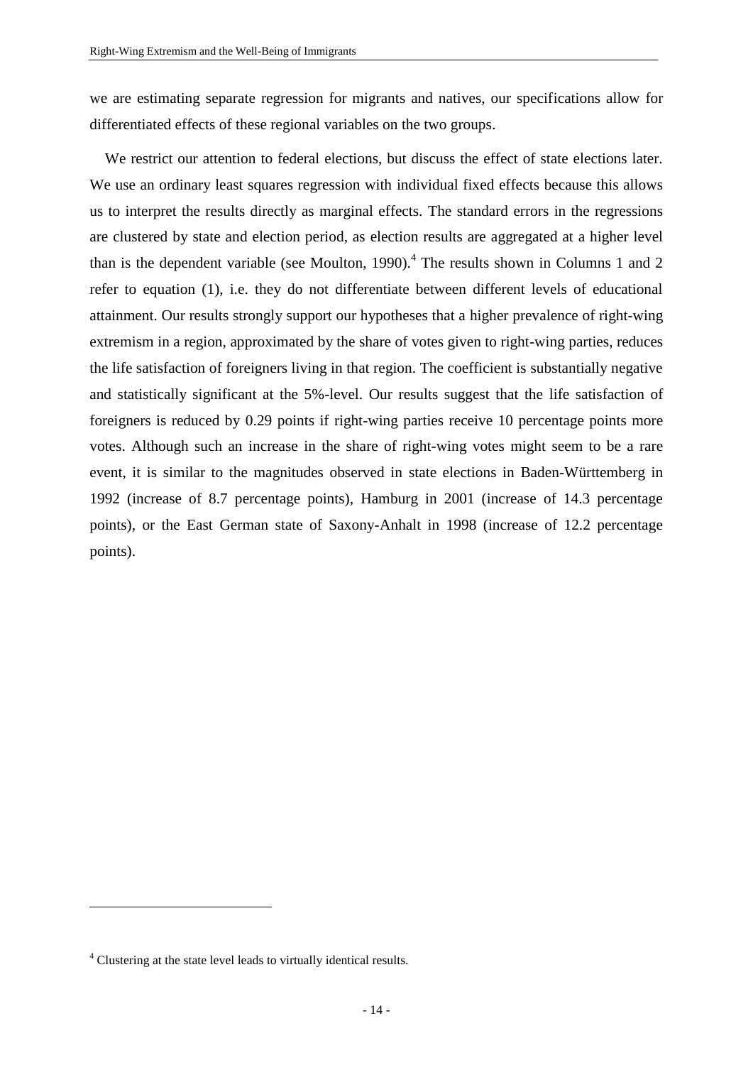we are estimating separate regression for migrants and natives, our specifications allow for differentiated effects of these regional variables on the two groups.

We restrict our attention to federal elections, but discuss the effect of state elections later. We use an ordinary least squares regression with individual fixed effects because this allows us to interpret the results directly as marginal effects. The standard errors in the regressions are clustered by state and election period, as election results are aggregated at a higher level than is the dependent variable (see Moulton, 1990).[4] The results shown in Columns 1 and 2 refer to equation (1), i.e. they do not differentiate between different levels of educational attainment. Our results strongly support our hypotheses that a higher prevalence of right-wing extremism in a region, approximated by the share of votes given to right-wing parties, reduces the life satisfaction of foreigners living in that region. The coefficient is substantially negative and statistically significant at the 5%-level. Our results suggest that the life satisfaction of foreigners is reduced by 0.29 points if right-wing parties receive 10 percentage points more votes. Although such an increase in the share of right-wing votes might seem to be a rare event, it is similar to the magnitudes observed in state elections in Baden-Württemberg in 1992 (increase of 8.7 percentage points), Hamburg in 2001 (increase of 14.3 percentage points), or the East German state of Saxony-Anhalt in 1998 (increase of 12.2 percentage points).

[4] Clustering at the state level leads to virtually identical results.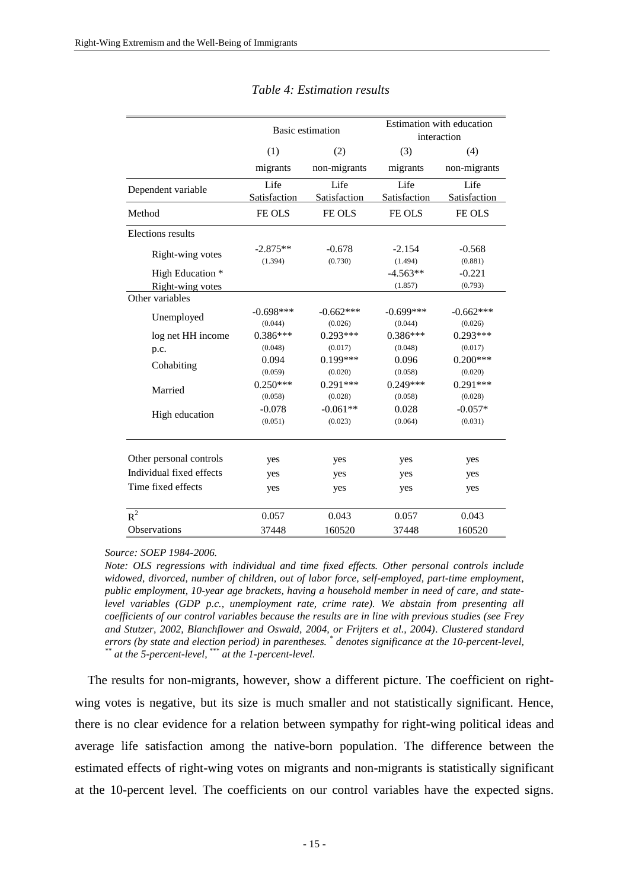*Table 4: Estimation results*

| | Basic estimation | | Estimation with education interaction | |
|---|---|---|---|---|
| | (1) | (2) | (3) | (4) |
| | migrants | non-migrants | migrants | non-migrants |
| Dependent variable | Life Satisfaction | Life Satisfaction | Life Satisfaction | Life Satisfaction |
| Method | FE OLS | FE OLS | FE OLS | FE OLS |
| Elections results | | | | |
| Right-wing votes | -2.875** | -0.678 | -2.154 | -0.568 |
| | (1.394) | (0.730) | (1.494) | (0.881) |
| High Education * Right-wing votes | | | -4.563** | -0.221 |
| | | | (1.857) | (0.793) |
| Other variables | | | | |
| Unemployed | -0.698*** | -0.662*** | -0.699*** | -0.662*** |
| | (0.044) | (0.026) | (0.044) | (0.026) |
| log net HH income p.c. | 0.386*** | 0.293*** | 0.386*** | 0.293*** |
| | (0.048) | (0.017) | (0.048) | (0.017) |
| Cohabiting | 0.094 | 0.199*** | 0.096 | 0.200*** |
| | (0.059) | (0.020) | (0.058) | (0.020) |
| Married | 0.250*** | 0.291*** | 0.249*** | 0.291*** |
| | (0.058) | (0.028) | (0.058) | (0.028) |
| High education | -0.078 | -0.061** | 0.028 | -0.057* |
| | (0.051) | (0.023) | (0.064) | (0.031) |
| Other personal controls | yes | yes | yes | yes |
| Individual fixed effects | yes | yes | yes | yes |
| Time fixed effects | yes | yes | yes | yes |
| $R^2$ | 0.057 | 0.043 | 0.057 | 0.043 |
| Observations | 37448 | 160520 | 37448 | 160520 |

*Source: SOEP 1984-2006.*

*Note: OLS regressions with individual and time fixed effects. Other personal controls include widowed, divorced, number of children, out of labor force, self-employed, part-time employment, public employment, 10-year age brackets, having a household member in need of care, and state-level variables (GDP p.c., unemployment rate, crime rate). We abstain from presenting all coefficients of our control variables because the results are in line with previous studies (see Frey and Stutzer, 2002, Blanchflower and Oswald, 2004, or Frijters et al., 2004). Clustered standard errors (by state and election period) in parentheses. * denotes significance at the 10-percent-level, ** at the 5-percent-level, *** at the 1-percent-level.*

The results for non-migrants, however, show a different picture. The coefficient on right-wing votes is negative, but its size is much smaller and not statistically significant. Hence, there is no clear evidence for a relation between sympathy for right-wing political ideas and average life satisfaction among the native-born population. The difference between the estimated effects of right-wing votes on migrants and non-migrants is statistically significant at the 10-percent level. The coefficients on our control variables have the expected signs.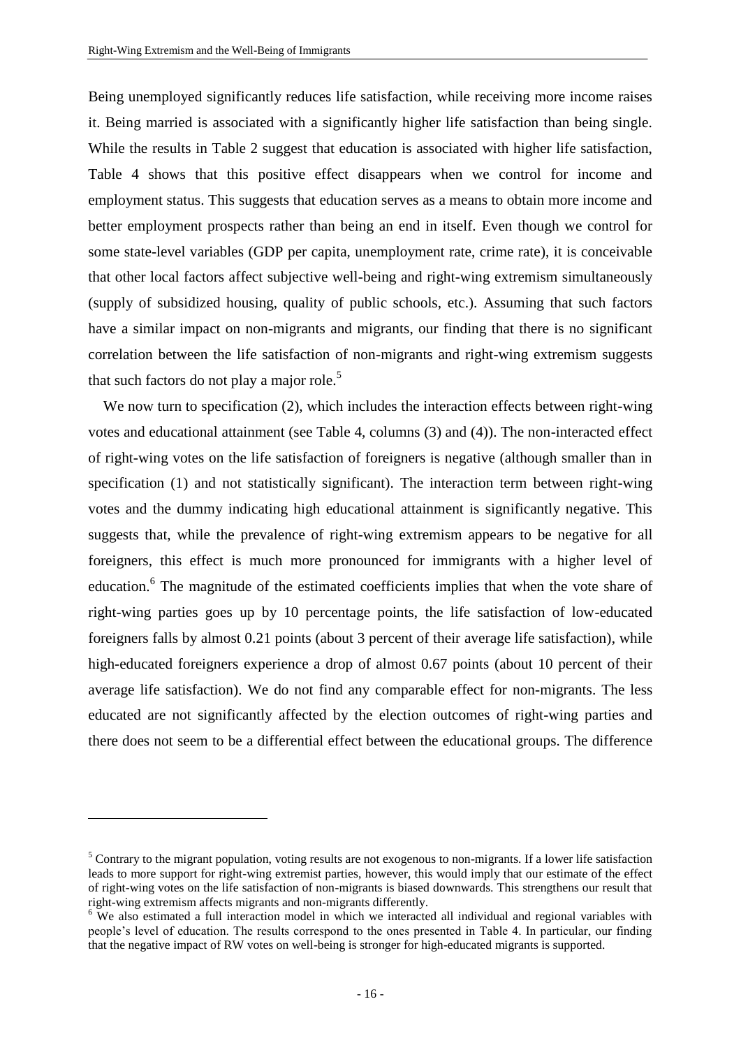Being unemployed significantly reduces life satisfaction, while receiving more income raises it. Being married is associated with a significantly higher life satisfaction than being single. While the results in Table 2 suggest that education is associated with higher life satisfaction, Table 4 shows that this positive effect disappears when we control for income and employment status. This suggests that education serves as a means to obtain more income and better employment prospects rather than being an end in itself. Even though we control for some state-level variables (GDP per capita, unemployment rate, crime rate), it is conceivable that other local factors affect subjective well-being and right-wing extremism simultaneously (supply of subsidized housing, quality of public schools, etc.). Assuming that such factors have a similar impact on non-migrants and migrants, our finding that there is no significant correlation between the life satisfaction of non-migrants and right-wing extremism suggests that such factors do not play a major role.[5]

We now turn to specification (2), which includes the interaction effects between right-wing votes and educational attainment (see Table 4, columns (3) and (4)). The non-interacted effect of right-wing votes on the life satisfaction of foreigners is negative (although smaller than in specification (1) and not statistically significant). The interaction term between right-wing votes and the dummy indicating high educational attainment is significantly negative. This suggests that, while the prevalence of right-wing extremism appears to be negative for all foreigners, this effect is much more pronounced for immigrants with a higher level of education.[6] The magnitude of the estimated coefficients implies that when the vote share of right-wing parties goes up by 10 percentage points, the life satisfaction of low-educated foreigners falls by almost 0.21 points (about 3 percent of their average life satisfaction), while high-educated foreigners experience a drop of almost 0.67 points (about 10 percent of their average life satisfaction). We do not find any comparable effect for non-migrants. The less educated are not significantly affected by the election outcomes of right-wing parties and there does not seem to be a differential effect between the educational groups. The difference

[5] Contrary to the migrant population, voting results are not exogenous to non-migrants. If a lower life satisfaction leads to more support for right-wing extremist parties, however, this would imply that our estimate of the effect of right-wing votes on the life satisfaction of non-migrants is biased downwards. This strengthens our result that right-wing extremism affects migrants and non-migrants differently.

[6] We also estimated a full interaction model in which we interacted all individual and regional variables with people's level of education. The results correspond to the ones presented in Table 4. In particular, our finding that the negative impact of RW votes on well-being is stronger for high-educated migrants is supported.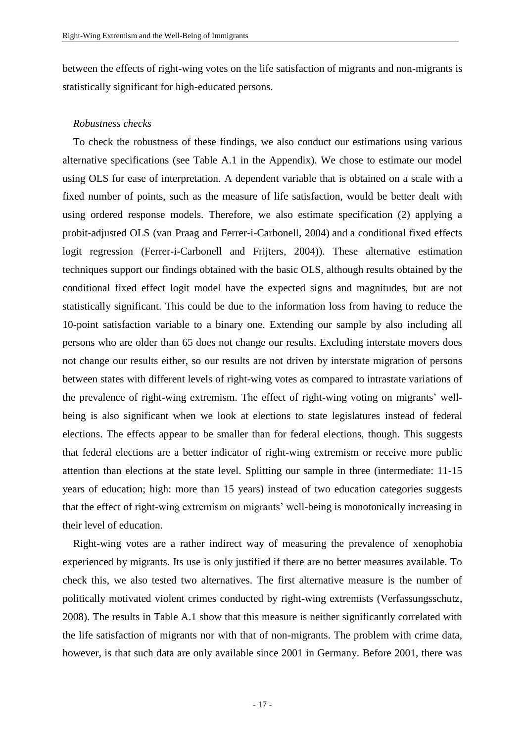between the effects of right-wing votes on the life satisfaction of migrants and non-migrants is statistically significant for high-educated persons.

*Robustness checks*

To check the robustness of these findings, we also conduct our estimations using various alternative specifications (see Table A.1 in the Appendix). We chose to estimate our model using OLS for ease of interpretation. A dependent variable that is obtained on a scale with a fixed number of points, such as the measure of life satisfaction, would be better dealt with using ordered response models. Therefore, we also estimate specification (2) applying a probit-adjusted OLS (van Praag and Ferrer-i-Carbonell, 2004) and a conditional fixed effects logit regression (Ferrer-i-Carbonell and Frijters, 2004)). These alternative estimation techniques support our findings obtained with the basic OLS, although results obtained by the conditional fixed effect logit model have the expected signs and magnitudes, but are not statistically significant. This could be due to the information loss from having to reduce the 10-point satisfaction variable to a binary one. Extending our sample by also including all persons who are older than 65 does not change our results. Excluding interstate movers does not change our results either, so our results are not driven by interstate migration of persons between states with different levels of right-wing votes as compared to intrastate variations of the prevalence of right-wing extremism. The effect of right-wing voting on migrants' well-being is also significant when we look at elections to state legislatures instead of federal elections. The effects appear to be smaller than for federal elections, though. This suggests that federal elections are a better indicator of right-wing extremism or receive more public attention than elections at the state level. Splitting our sample in three (intermediate: 11-15 years of education; high: more than 15 years) instead of two education categories suggests that the effect of right-wing extremism on migrants' well-being is monotonically increasing in their level of education.

Right-wing votes are a rather indirect way of measuring the prevalence of xenophobia experienced by migrants. Its use is only justified if there are no better measures available. To check this, we also tested two alternatives. The first alternative measure is the number of politically motivated violent crimes conducted by right-wing extremists (Verfassungsschutz, 2008). The results in Table A.1 show that this measure is neither significantly correlated with the life satisfaction of migrants nor with that of non-migrants. The problem with crime data, however, is that such data are only available since 2001 in Germany. Before 2001, there was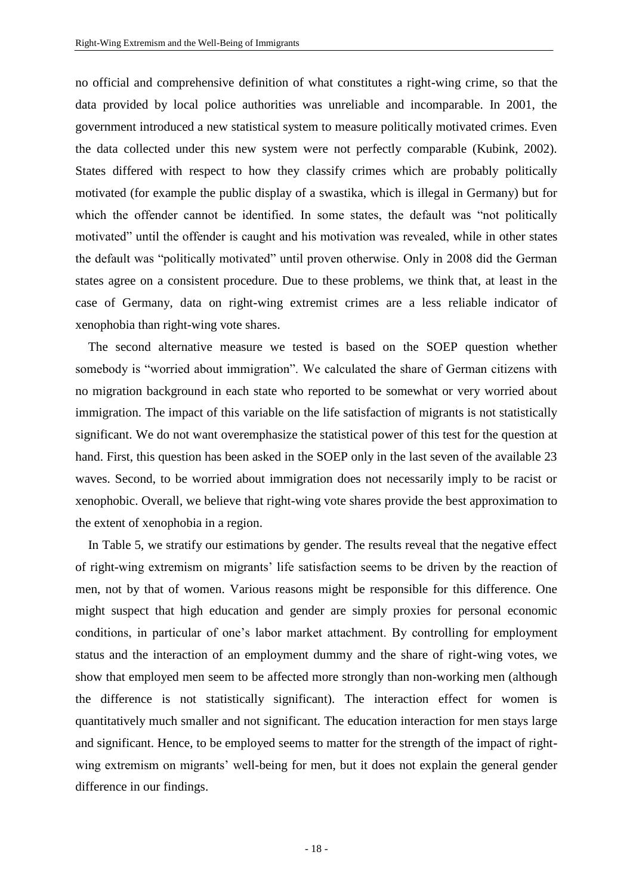no official and comprehensive definition of what constitutes a right-wing crime, so that the data provided by local police authorities was unreliable and incomparable. In 2001, the government introduced a new statistical system to measure politically motivated crimes. Even the data collected under this new system were not perfectly comparable (Kubink, 2002). States differed with respect to how they classify crimes which are probably politically motivated (for example the public display of a swastika, which is illegal in Germany) but for which the offender cannot be identified. In some states, the default was "not politically motivated" until the offender is caught and his motivation was revealed, while in other states the default was "politically motivated" until proven otherwise. Only in 2008 did the German states agree on a consistent procedure. Due to these problems, we think that, at least in the case of Germany, data on right-wing extremist crimes are a less reliable indicator of xenophobia than right-wing vote shares.

The second alternative measure we tested is based on the SOEP question whether somebody is "worried about immigration". We calculated the share of German citizens with no migration background in each state who reported to be somewhat or very worried about immigration. The impact of this variable on the life satisfaction of migrants is not statistically significant. We do not want overemphasize the statistical power of this test for the question at hand. First, this question has been asked in the SOEP only in the last seven of the available 23 waves. Second, to be worried about immigration does not necessarily imply to be racist or xenophobic. Overall, we believe that right-wing vote shares provide the best approximation to the extent of xenophobia in a region.

In Table 5, we stratify our estimations by gender. The results reveal that the negative effect of right-wing extremism on migrants' life satisfaction seems to be driven by the reaction of men, not by that of women. Various reasons might be responsible for this difference. One might suspect that high education and gender are simply proxies for personal economic conditions, in particular of one's labor market attachment. By controlling for employment status and the interaction of an employment dummy and the share of right-wing votes, we show that employed men seem to be affected more strongly than non-working men (although the difference is not statistically significant). The interaction effect for women is quantitatively much smaller and not significant. The education interaction for men stays large and significant. Hence, to be employed seems to matter for the strength of the impact of right-wing extremism on migrants' well-being for men, but it does not explain the general gender difference in our findings.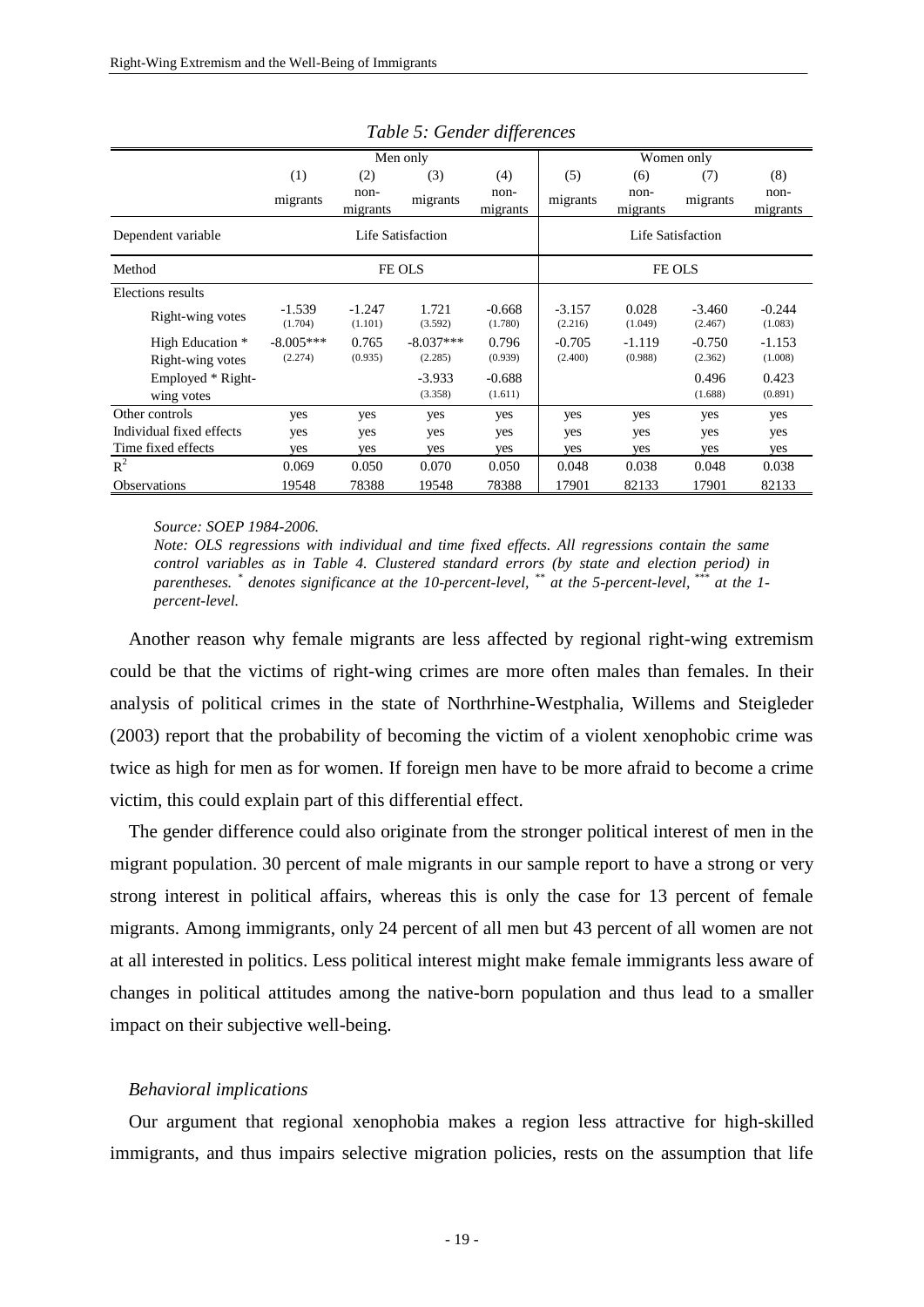*Table 5: Gender differences*

| | Men only | | | | Women only | | | |
|---|---|---|---|---|---|---|---|---|
| | (1) | (2) | (3) | (4) | (5) | (6) | (7) | (8) |
| | migrants | non-migrants | migrants | non-migrants | migrants | non-migrants | migrants | non-migrants |
| Dependent variable | Life Satisfaction | | | | Life Satisfaction | | | |
| Method | FE OLS | | | | FE OLS | | | |
| Elections results | | | | | | | | |
| Right-wing votes | -1.539 (1.704) | -1.247 (1.101) | 1.721 (3.592) | -0.668 (1.780) | -3.157 (2.216) | 0.028 (1.049) | -3.460 (2.467) | -0.244 (1.083) |
| High Education * Right-wing votes | -8.005*** (2.274) | 0.765 (0.935) | -8.037*** (2.285) | 0.796 (0.939) | -0.705 (2.400) | -1.119 (0.988) | -0.750 (2.362) | -1.153 (1.008) |
| Employed * Right-wing votes | | | -3.933 (3.358) | -0.688 (1.611) | | | 0.496 (1.688) | 0.423 (0.891) |
| Other controls | yes | yes | yes | yes | yes | yes | yes | yes |
| Individual fixed effects | yes | yes | yes | yes | yes | yes | yes | yes |
| Time fixed effects | yes | yes | yes | yes | yes | yes | yes | yes |
| $R^2$ | 0.069 | 0.050 | 0.070 | 0.050 | 0.048 | 0.038 | 0.048 | 0.038 |
| Observations | 19548 | 78388 | 19548 | 78388 | 17901 | 82133 | 17901 | 82133 |

*Source: SOEP 1984-2006.*

*Note: OLS regressions with individual and time fixed effects. All regressions contain the same control variables as in Table 4. Clustered standard errors (by state and election period) in parentheses. \* denotes significance at the 10-percent-level, \*\* at the 5-percent-level, \*\*\* at the 1-percent-level.*

Another reason why female migrants are less affected by regional right-wing extremism could be that the victims of right-wing crimes are more often males than females. In their analysis of political crimes in the state of Northrhine-Westphalia, Willems and Steigleder (2003) report that the probability of becoming the victim of a violent xenophobic crime was twice as high for men as for women. If foreign men have to be more afraid to become a crime victim, this could explain part of this differential effect.

The gender difference could also originate from the stronger political interest of men in the migrant population. 30 percent of male migrants in our sample report to have a strong or very strong interest in political affairs, whereas this is only the case for 13 percent of female migrants. Among immigrants, only 24 percent of all men but 43 percent of all women are not at all interested in politics. Less political interest might make female immigrants less aware of changes in political attitudes among the native-born population and thus lead to a smaller impact on their subjective well-being.

*Behavioral implications*

Our argument that regional xenophobia makes a region less attractive for high-skilled immigrants, and thus impairs selective migration policies, rests on the assumption that life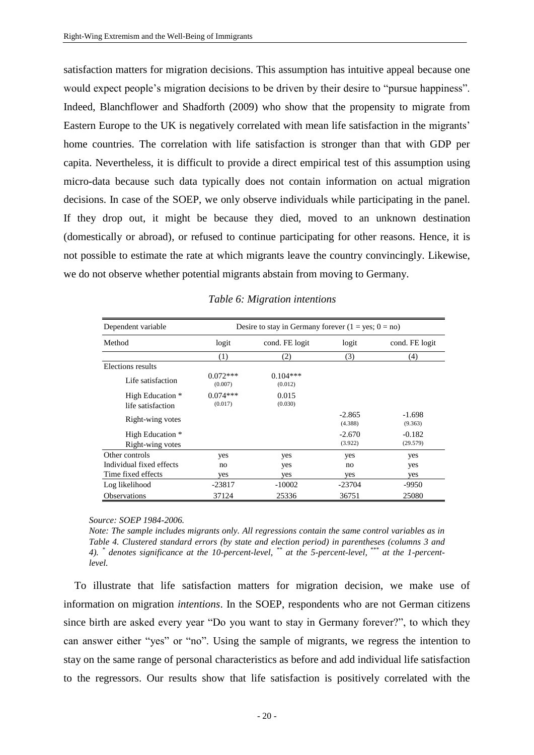satisfaction matters for migration decisions. This assumption has intuitive appeal because one would expect people's migration decisions to be driven by their desire to "pursue happiness". Indeed, Blanchflower and Shadforth (2009) who show that the propensity to migrate from Eastern Europe to the UK is negatively correlated with mean life satisfaction in the migrants' home countries. The correlation with life satisfaction is stronger than that with GDP per capita. Nevertheless, it is difficult to provide a direct empirical test of this assumption using micro-data because such data typically does not contain information on actual migration decisions. In case of the SOEP, we only observe individuals while participating in the panel. If they drop out, it might be because they died, moved to an unknown destination (domestically or abroad), or refused to continue participating for other reasons. Hence, it is not possible to estimate the rate at which migrants leave the country convincingly. Likewise, we do not observe whether potential migrants abstain from moving to Germany.

*Table 6: Migration intentions*

| Dependent variable | Desire to stay in Germany forever (1 = yes; 0 = no) | | | |
|---|---|---|---|---|
| Method | logit | cond. FE logit | logit | cond. FE logit |
| | (1) | (2) | (3) | (4) |
| Elections results | | | | |
| Life satisfaction | 0.072***<br>(0.007) | 0.104***<br>(0.012) | | |
| High Education * life satisfaction | 0.074***<br>(0.017) | 0.015<br>(0.030) | | |
| Right-wing votes | | | -2.865<br>(4.388) | -1.698<br>(9.363) |
| High Education * Right-wing votes | | | -2.670<br>(3.922) | -0.182<br>(29.579) |
| Other controls | yes | yes | yes | yes |
| Individual fixed effects | no | yes | no | yes |
| Time fixed effects | yes | yes | yes | yes |
| Log likelihood | -23817 | -10002 | -23704 | -9950 |
| Observations | 37124 | 25336 | 36751 | 25080 |

*Source: SOEP 1984-2006.*

*Note: The sample includes migrants only. All regressions contain the same control variables as in Table 4. Clustered standard errors (by state and election period) in parentheses (columns 3 and 4). * denotes significance at the 10-percent-level, ** at the 5-percent-level, *** at the 1-percent-level.*

To illustrate that life satisfaction matters for migration decision, we make use of information on migration *intentions*. In the SOEP, respondents who are not German citizens since birth are asked every year "Do you want to stay in Germany forever?", to which they can answer either "yes" or "no". Using the sample of migrants, we regress the intention to stay on the same range of personal characteristics as before and add individual life satisfaction to the regressors. Our results show that life satisfaction is positively correlated with the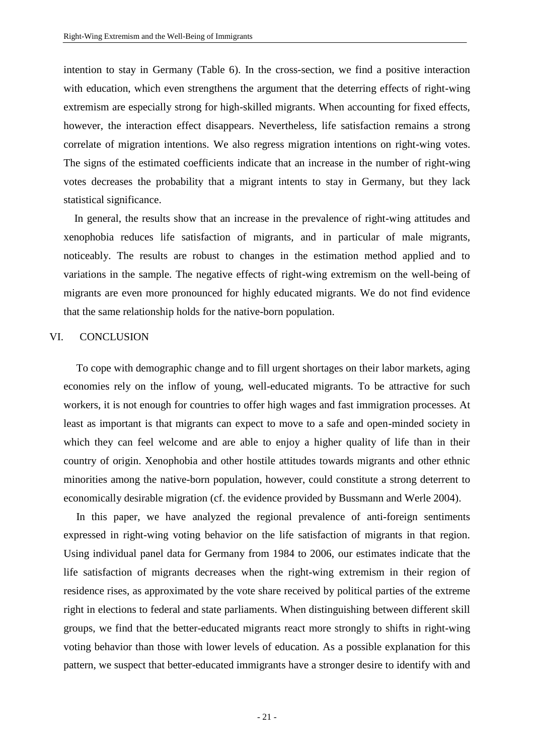intention to stay in Germany (Table 6). In the cross-section, we find a positive interaction with education, which even strengthens the argument that the deterring effects of right-wing extremism are especially strong for high-skilled migrants. When accounting for fixed effects, however, the interaction effect disappears. Nevertheless, life satisfaction remains a strong correlate of migration intentions. We also regress migration intentions on right-wing votes. The signs of the estimated coefficients indicate that an increase in the number of right-wing votes decreases the probability that a migrant intents to stay in Germany, but they lack statistical significance.

In general, the results show that an increase in the prevalence of right-wing attitudes and xenophobia reduces life satisfaction of migrants, and in particular of male migrants, noticeably. The results are robust to changes in the estimation method applied and to variations in the sample. The negative effects of right-wing extremism on the well-being of migrants are even more pronounced for highly educated migrants. We do not find evidence that the same relationship holds for the native-born population.

## VI. CONCLUSION

To cope with demographic change and to fill urgent shortages on their labor markets, aging economies rely on the inflow of young, well-educated migrants. To be attractive for such workers, it is not enough for countries to offer high wages and fast immigration processes. At least as important is that migrants can expect to move to a safe and open-minded society in which they can feel welcome and are able to enjoy a higher quality of life than in their country of origin. Xenophobia and other hostile attitudes towards migrants and other ethnic minorities among the native-born population, however, could constitute a strong deterrent to economically desirable migration (cf. the evidence provided by Bussmann and Werle 2004).

In this paper, we have analyzed the regional prevalence of anti-foreign sentiments expressed in right-wing voting behavior on the life satisfaction of migrants in that region. Using individual panel data for Germany from 1984 to 2006, our estimates indicate that the life satisfaction of migrants decreases when the right-wing extremism in their region of residence rises, as approximated by the vote share received by political parties of the extreme right in elections to federal and state parliaments. When distinguishing between different skill groups, we find that the better-educated migrants react more strongly to shifts in right-wing voting behavior than those with lower levels of education. As a possible explanation for this pattern, we suspect that better-educated immigrants have a stronger desire to identify with and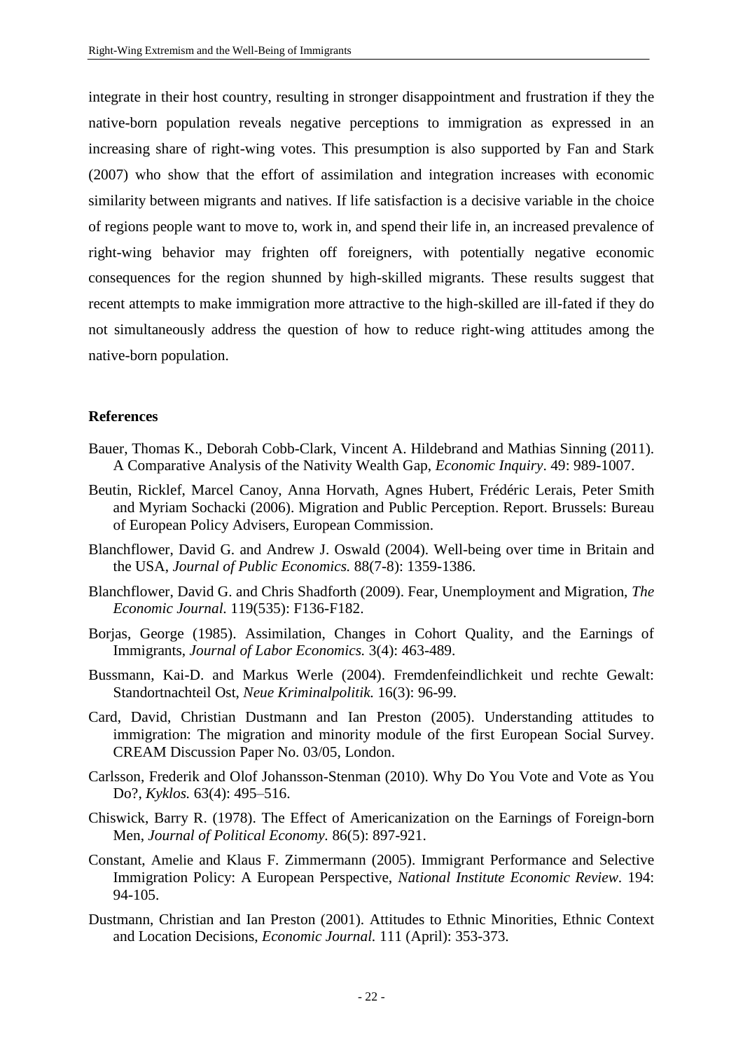integrate in their host country, resulting in stronger disappointment and frustration if they the native-born population reveals negative perceptions to immigration as expressed in an increasing share of right-wing votes. This presumption is also supported by Fan and Stark (2007) who show that the effort of assimilation and integration increases with economic similarity between migrants and natives. If life satisfaction is a decisive variable in the choice of regions people want to move to, work in, and spend their life in, an increased prevalence of right-wing behavior may frighten off foreigners, with potentially negative economic consequences for the region shunned by high-skilled migrants. These results suggest that recent attempts to make immigration more attractive to the high-skilled are ill-fated if they do not simultaneously address the question of how to reduce right-wing attitudes among the native-born population.

**References**

Bauer, Thomas K., Deborah Cobb-Clark, Vincent A. Hildebrand and Mathias Sinning (2011). A Comparative Analysis of the Nativity Wealth Gap, *Economic Inquiry*. 49: 989-1007.

Beutin, Ricklef, Marcel Canoy, Anna Horvath, Agnes Hubert, Frédéric Lerais, Peter Smith and Myriam Sochacki (2006). Migration and Public Perception. Report. Brussels: Bureau of European Policy Advisers, European Commission.

Blanchflower, David G. and Andrew J. Oswald (2004). Well-being over time in Britain and the USA, *Journal of Public Economics.* 88(7-8): 1359-1386.

Blanchflower, David G. and Chris Shadforth (2009). Fear, Unemployment and Migration, *The Economic Journal.* 119(535): F136-F182.

Borjas, George (1985). Assimilation, Changes in Cohort Quality, and the Earnings of Immigrants, *Journal of Labor Economics.* 3(4): 463-489.

Bussmann, Kai-D. and Markus Werle (2004). Fremdenfeindlichkeit und rechte Gewalt: Standortnachteil Ost, *Neue Kriminalpolitik.* 16(3): 96-99.

Card, David, Christian Dustmann and Ian Preston (2005). Understanding attitudes to immigration: The migration and minority module of the first European Social Survey. CREAM Discussion Paper No. 03/05, London.

Carlsson, Frederik and Olof Johansson-Stenman (2010). Why Do You Vote and Vote as You Do?, *Kyklos.* 63(4): 495–516.

Chiswick, Barry R. (1978). The Effect of Americanization on the Earnings of Foreign-born Men, *Journal of Political Economy.* 86(5): 897-921.

Constant, Amelie and Klaus F. Zimmermann (2005). Immigrant Performance and Selective Immigration Policy: A European Perspective, *National Institute Economic Review.* 194: 94-105.

Dustmann, Christian and Ian Preston (2001). Attitudes to Ethnic Minorities, Ethnic Context and Location Decisions, *Economic Journal.* 111 (April): 353-373.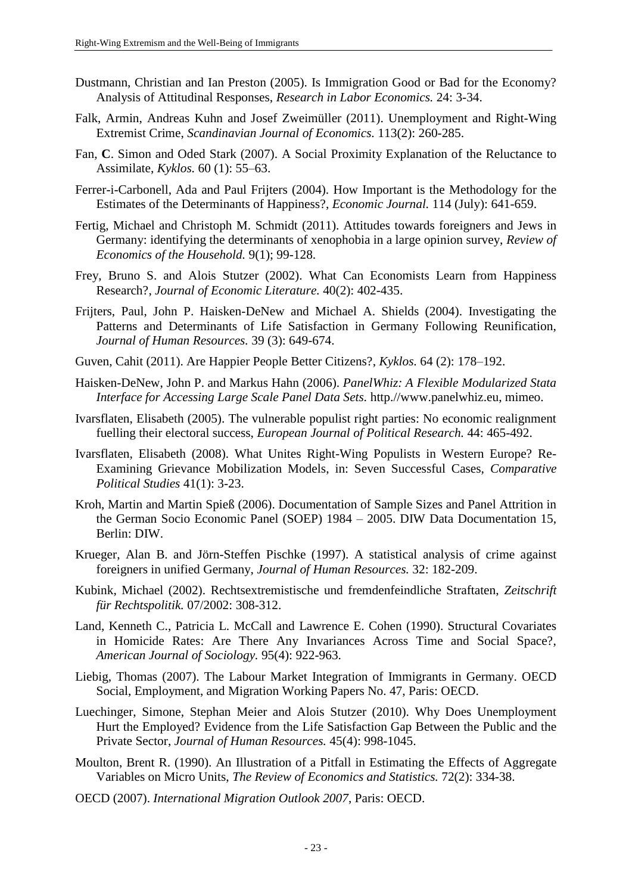Dustmann, Christian and Ian Preston (2005). Is Immigration Good or Bad for the Economy? Analysis of Attitudinal Responses, *Research in Labor Economics.* 24: 3-34.

Falk, Armin, Andreas Kuhn and Josef Zweimüller (2011). Unemployment and Right-Wing Extremist Crime, *Scandinavian Journal of Economics*. 113(2): 260-285.

Fan, **C**. Simon and Oded Stark (2007). A Social Proximity Explanation of the Reluctance to Assimilate, *Kyklos.* 60 (1): 55–63.

Ferrer-i-Carbonell, Ada and Paul Frijters (2004). How Important is the Methodology for the Estimates of the Determinants of Happiness?, *Economic Journal.* 114 (July): 641-659.

Fertig, Michael and Christoph M. Schmidt (2011). Attitudes towards foreigners and Jews in Germany: identifying the determinants of xenophobia in a large opinion survey, *Review of Economics of the Household.* 9(1); 99-128.

Frey, Bruno S. and Alois Stutzer (2002). What Can Economists Learn from Happiness Research?, *Journal of Economic Literature.* 40(2): 402-435.

Frijters, Paul, John P. Haisken-DeNew and Michael A. Shields (2004). Investigating the Patterns and Determinants of Life Satisfaction in Germany Following Reunification, *Journal of Human Resources.* 39 (3): 649-674.

Guven, Cahit (2011). Are Happier People Better Citizens?, *Kyklos*. 64 (2): 178–192.

Haisken-DeNew, John P. and Markus Hahn (2006). *PanelWhiz: A Flexible Modularized Stata Interface for Accessing Large Scale Panel Data Sets.* http.//www.panelwhiz.eu, mimeo.

Ivarsflaten, Elisabeth (2005). The vulnerable populist right parties: No economic realignment fuelling their electoral success, *European Journal of Political Research.* 44: 465-492.

Ivarsflaten, Elisabeth (2008). What Unites Right-Wing Populists in Western Europe? Re-Examining Grievance Mobilization Models, in: Seven Successful Cases, *Comparative Political Studies* 41(1): 3-23.

Kroh, Martin and Martin Spieß (2006). Documentation of Sample Sizes and Panel Attrition in the German Socio Economic Panel (SOEP) 1984 – 2005. DIW Data Documentation 15, Berlin: DIW.

Krueger, Alan B. and Jörn-Steffen Pischke (1997). A statistical analysis of crime against foreigners in unified Germany, *Journal of Human Resources.* 32: 182-209.

Kubink, Michael (2002). Rechtsextremistische und fremdenfeindliche Straftaten, *Zeitschrift für Rechtspolitik.* 07/2002: 308-312.

Land, Kenneth C., Patricia L. McCall and Lawrence E. Cohen (1990). Structural Covariates in Homicide Rates: Are There Any Invariances Across Time and Social Space?, *American Journal of Sociology*. 95(4): 922-963.

Liebig, Thomas (2007). The Labour Market Integration of Immigrants in Germany. OECD Social, Employment, and Migration Working Papers No. 47, Paris: OECD.

Luechinger, Simone, Stephan Meier and Alois Stutzer (2010). Why Does Unemployment Hurt the Employed? Evidence from the Life Satisfaction Gap Between the Public and the Private Sector, *Journal of Human Resources.* 45(4): 998-1045.

Moulton, Brent R. (1990). An Illustration of a Pitfall in Estimating the Effects of Aggregate Variables on Micro Units, *The Review of Economics and Statistics.* 72(2): 334-38.

OECD (2007). *International Migration Outlook 2007*, Paris: OECD.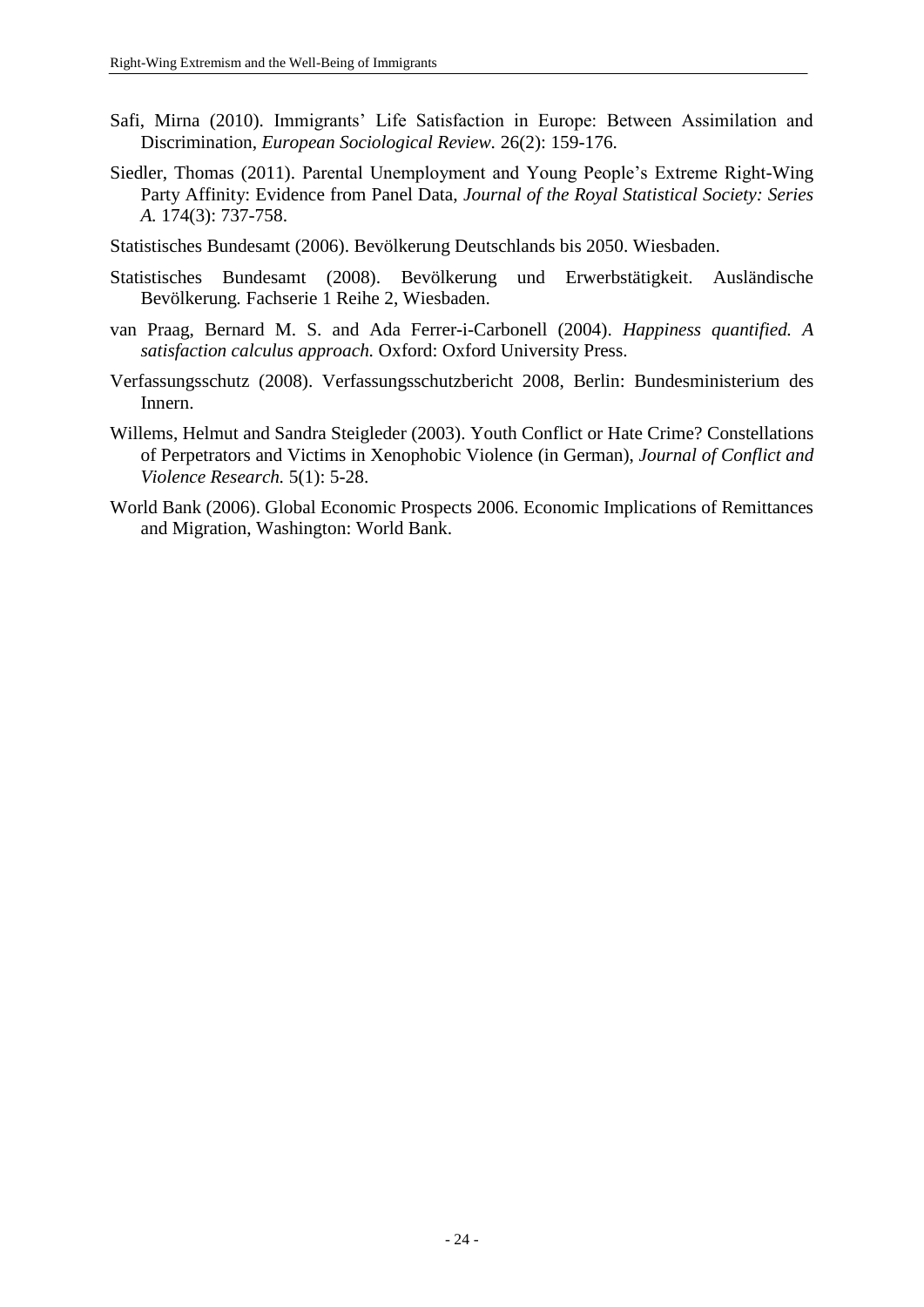Safi, Mirna (2010). Immigrants' Life Satisfaction in Europe: Between Assimilation and Discrimination, *European Sociological Review.* 26(2): 159-176.

Siedler, Thomas (2011). Parental Unemployment and Young People's Extreme Right-Wing Party Affinity: Evidence from Panel Data, *Journal of the Royal Statistical Society: Series A.* 174(3): 737-758.

Statistisches Bundesamt (2006). Bevölkerung Deutschlands bis 2050. Wiesbaden.

Statistisches Bundesamt (2008). Bevölkerung und Erwerbstätigkeit. Ausländische Bevölkerung. Fachserie 1 Reihe 2, Wiesbaden.

van Praag, Bernard M. S. and Ada Ferrer-i-Carbonell (2004). *Happiness quantified. A satisfaction calculus approach.* Oxford: Oxford University Press.

Verfassungsschutz (2008). Verfassungsschutzbericht 2008, Berlin: Bundesministerium des Innern.

Willems, Helmut and Sandra Steigleder (2003). Youth Conflict or Hate Crime? Constellations of Perpetrators and Victims in Xenophobic Violence (in German), *Journal of Conflict and Violence Research.* 5(1): 5-28.

World Bank (2006). Global Economic Prospects 2006. Economic Implications of Remittances and Migration, Washington: World Bank.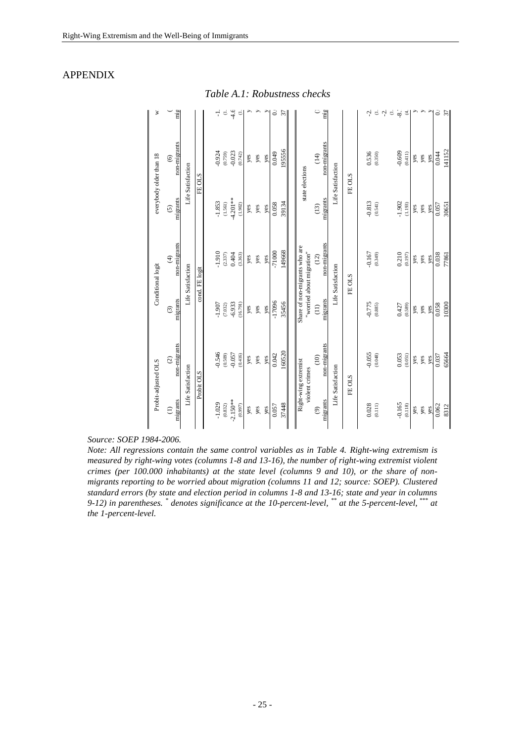# APPENDIX

*Table A.1: Robustness checks*

| | Probit-adjusted OLS | | Conditional logit | | everybody older than 18 | | w |
|---|---|---|---|---|---|---|---|
| | (1) | (2) | (3) | (4) | (5) | (6) | ( |
| | migrants | non-migrants | migrants | non-migrants | migrants | non-migrants | mig |
| | Life Satisfaction | | Life Satisfaction | | Life Satisfaction | | |
| | Probit OLS | | cond. FE logit | | FE OLS | | |
| | -1.029 | -0.546 | -1.907 | -1.910 | -1.853 | -0.924 | -1. |
| | (0.832) | (0.509) | (7.032) | (2.337) | (1.561) | (0.759) | (1. |
| | -2.150** | -0.057 | -6.933 | 0.404 | -4.201** | -0.023 | -4.6 |
| | (0.997) | (0.416) | (16.791) | (3.363) | (1.902) | (0.742) | (1. |
| | yes | yes | yes | yes | yes | yes | y |
| | yes | yes | yes | yes | yes | yes | y |
| | yes | yes | yes | yes | yes | yes | y |
| | 0.057 | 0.042 | -17096 | -71000 | 0.058 | 0.049 | 0. |
| | 37448 | 160520 | 35456 | 149668 | 39134 | 195556 | 37 |

| | Right-wing extremist violent crimes | | Share of non-migrants who are "worried about migration" | | state elections | | |
|---|---|---|---|---|---|---|---|
| | (9) | (10) | (11) | (12) | (13) | (14) | ( |
| | migrants | non-migrants | migrants | non-migrants | migrants | non-migrants | mig |
| | Life Satisfaction | | Life Satisfaction | | Life Satisfaction | | |
| | FE OLS | | FE OLS | | FE OLS | | |
| | 0.028 | -0.055 | -0.775 | -0.167 | -0.813 | 0.536 | -2. |
| | (0.111) | (0.048) | (0.885) | (0.349) | (0.541) | (0.350) | (1. |
| | | | | | | | -2. |
| | | | | | | | (1. |
| | -0.165 | 0.053 | 0.427 | 0.210 | -1.902 | -0.609 | -8. |
| | (0.118) | (0.051) | (0.589) | (0.197) | (1.193) | (0.411) | (4. |
| | yes | yes | yes | yes | yes | yes | y |
| | yes | yes | yes | yes | yes | yes | y |
| | yes | yes | yes | yes | yes | yes | y |
| | 0.062 | 0.037 | 0.058 | 0.038 | 0.057 | 0.044 | 0. |
| | 8312 | 65664 | 10300 | 77861 | 30651 | 141152 | 37 |

*Source: SOEP 1984-2006.*

*Note: All regressions contain the same control variables as in Table 4. Right-wing extremism is measured by right-wing votes (columns 1-8 and 13-16), the number of right-wing extremist violent crimes (per 100.000 inhabitants) at the state level (columns 9 and 10), or the share of non-migrants reporting to be worried about migration (columns 11 and 12; source: SOEP). Clustered standard errors (by state and election period in columns 1-8 and 13-16; state and year in columns 9-12) in parentheses. * denotes significance at the 10-percent-level, ** at the 5-percent-level, *** at the 1-percent-level.*